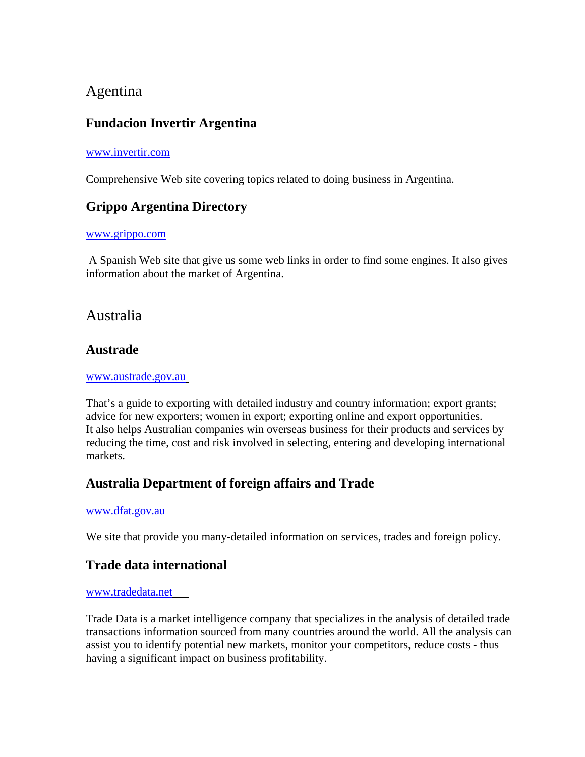# Agentina

## Fundacion Invertir Argentina

www.invertir.com

Comprehensive Web site covering topics related to doing business in Argentina.

## Grippo Argentina Directory

www.grippo.com

A Spanish Web site that give us some web links in order to find some engines. It also gives information about the market of Argentina.

# Australia

## Austrade

www.austrade.gov.au

That's a guide to exporting with detailed industry and country information; export grants; advice for new exporters; women in export; exporting online and export opportunities.
It also helps Australian companies win overseas business for their products and services by reducing the time, cost and risk involved in selecting, entering and developing international markets.

## Australia Department of foreign affairs and Trade

www.dfat.gov.au

We site that provide you many-detailed information on services, trades and foreign policy.

## Trade data international

www.tradedata.net

Trade Data is a market intelligence company that specializes in the analysis of detailed trade transactions information sourced from many countries around the world. All the analysis can assist you to identify potential new markets, monitor your competitors, reduce costs - thus having a significant impact on business profitability.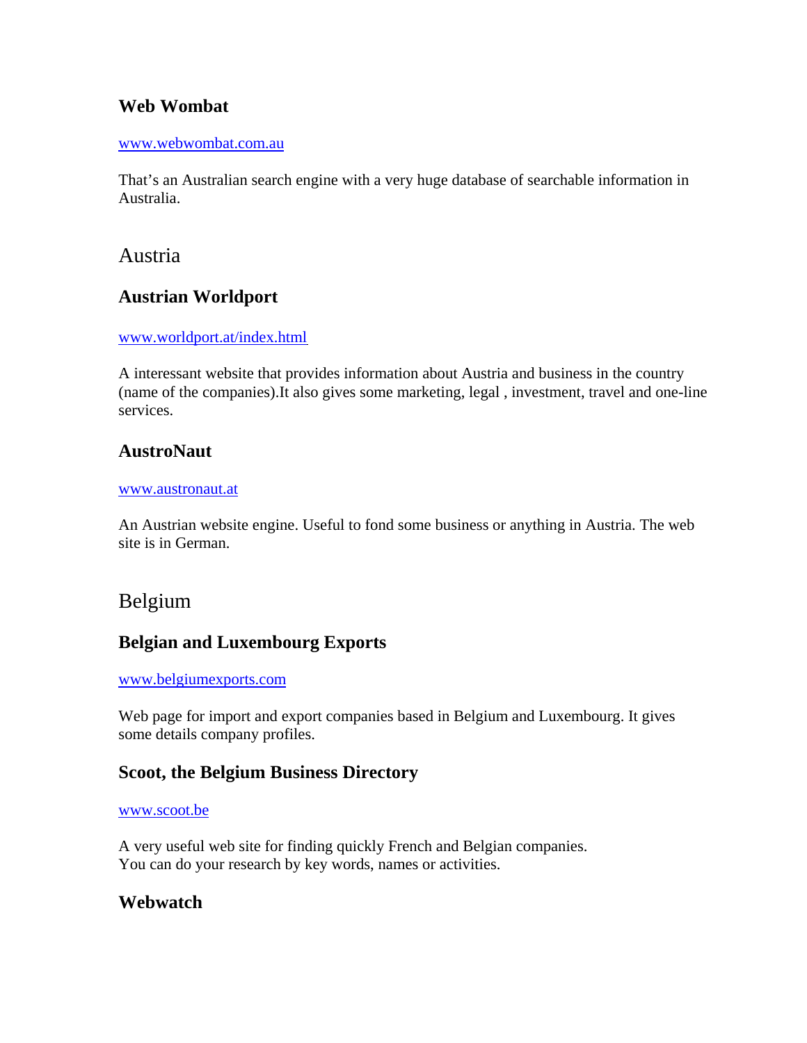### Web Wombat

www.webwombat.com.au

That's an Australian search engine with a very huge database of searchable information in Australia.

## Austria

### Austrian Worldport

www.worldport.at/index.html

A interessant website that provides information about Austria and business in the country (name of the companies).It also gives some marketing, legal , investment, travel and one-line services.

### AustroNaut

www.austronaut.at

An Austrian website engine. Useful to fond some business or anything in Austria. The web site is in German.

## Belgium

### Belgian and Luxembourg Exports

www.belgiumexports.com

Web page for import and export companies based in Belgium and Luxembourg. It gives some details company profiles.

### Scoot, the Belgium Business Directory

www.scoot.be

A very useful web site for finding quickly French and Belgian companies.
You can do your research by key words, names or activities.

### Webwatch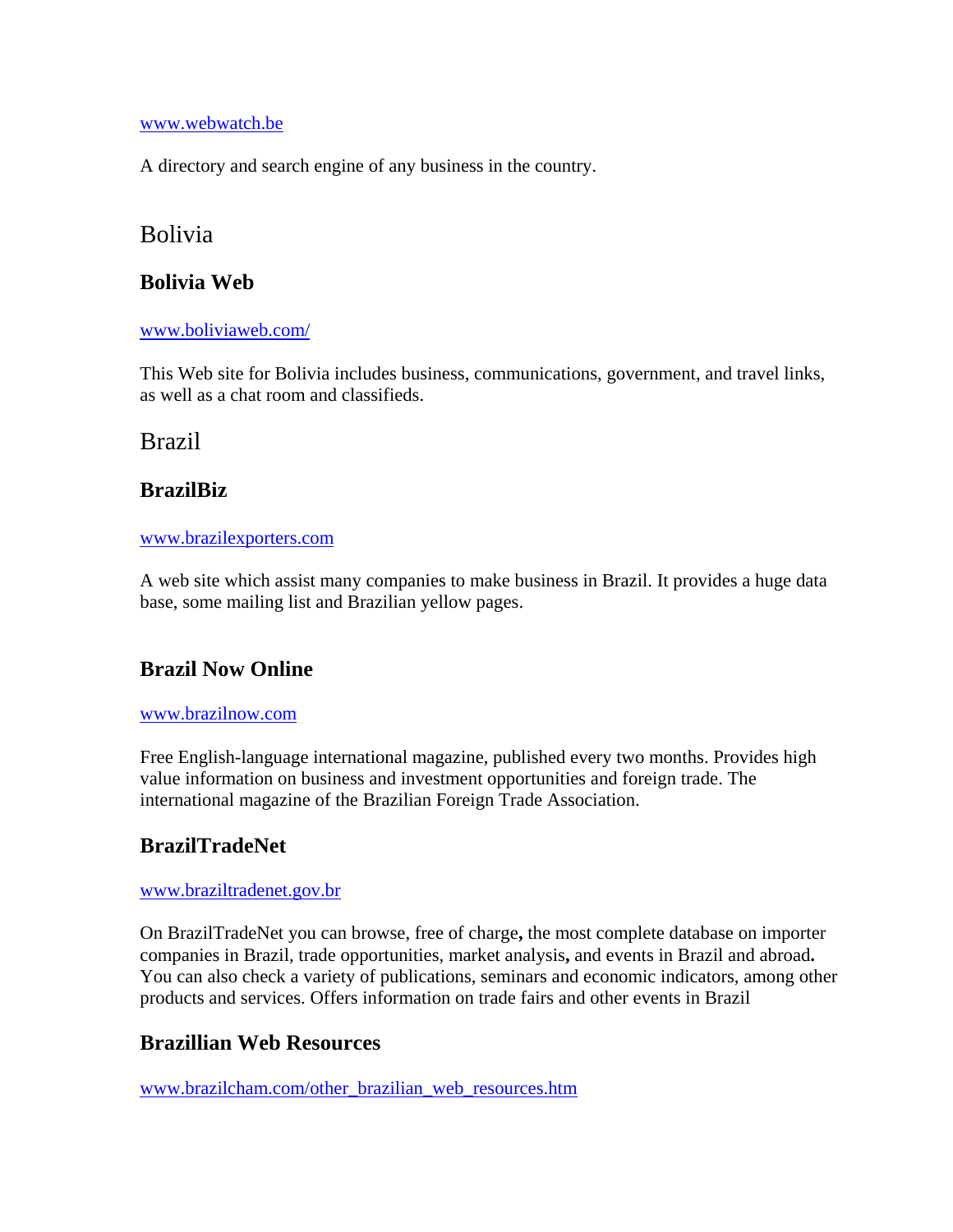www.webwatch.be

A directory and search engine of any business in the country.

## Bolivia

### Bolivia Web

www.boliviaweb.com/

This Web site for Bolivia includes business, communications, government, and travel links, as well as a chat room and classifieds.

## Brazil

### BrazilBiz

www.brazilexporters.com

A web site which assist many companies to make business in Brazil. It provides a huge data base, some mailing list and Brazilian yellow pages.

### Brazil Now Online

www.brazilnow.com

Free English-language international magazine, published every two months. Provides high value information on business and investment opportunities and foreign trade. The international magazine of the Brazilian Foreign Trade Association.

### BrazilTradeNet

www.braziltradenet.gov.br

On BrazilTradeNet you can browse, free of charge**,** the most complete database on importer companies in Brazil, trade opportunities, market analysis**,** and events in Brazil and abroad**.** You can also check a variety of publications, seminars and economic indicators, among other products and services. Offers information on trade fairs and other events in Brazil

### Brazillian Web Resources

www.brazilcham.com/other_brazilian_web_resources.htm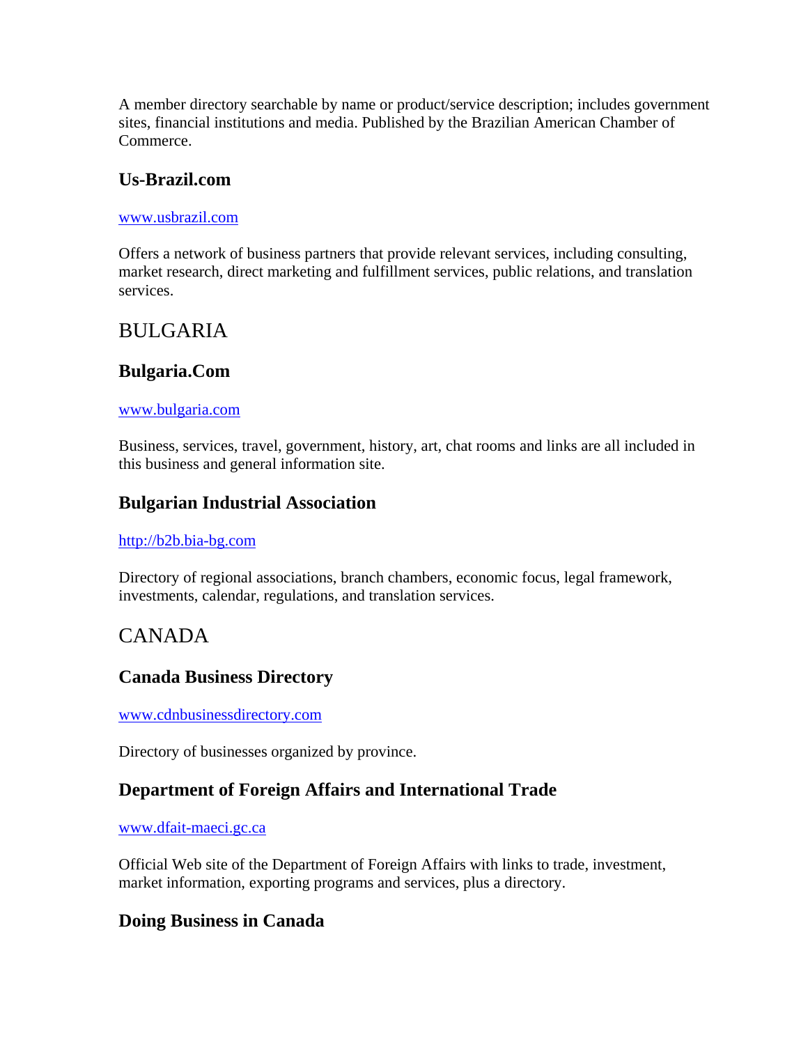A member directory searchable by name or product/service description; includes government sites, financial institutions and media. Published by the Brazilian American Chamber of Commerce.

### Us-Brazil.com

[www.usbrazil.com](http://www.usbrazil.com)

Offers a network of business partners that provide relevant services, including consulting, market research, direct marketing and fulfillment services, public relations, and translation services.

## BULGARIA

### Bulgaria.Com

[www.bulgaria.com](http://www.bulgaria.com)

Business, services, travel, government, history, art, chat rooms and links are all included in this business and general information site.

### Bulgarian Industrial Association

[http://b2b.bia-bg.com](http://b2b.bia-bg.com)

Directory of regional associations, branch chambers, economic focus, legal framework, investments, calendar, regulations, and translation services.

## CANADA

### Canada Business Directory

[www.cdnbusinessdirectory.com](http://www.cdnbusinessdirectory.com)

Directory of businesses organized by province.

### Department of Foreign Affairs and International Trade

[www.dfait-maeci.gc.ca](http://www.dfait-maeci.gc.ca)

Official Web site of the Department of Foreign Affairs with links to trade, investment, market information, exporting programs and services, plus a directory.

### Doing Business in Canada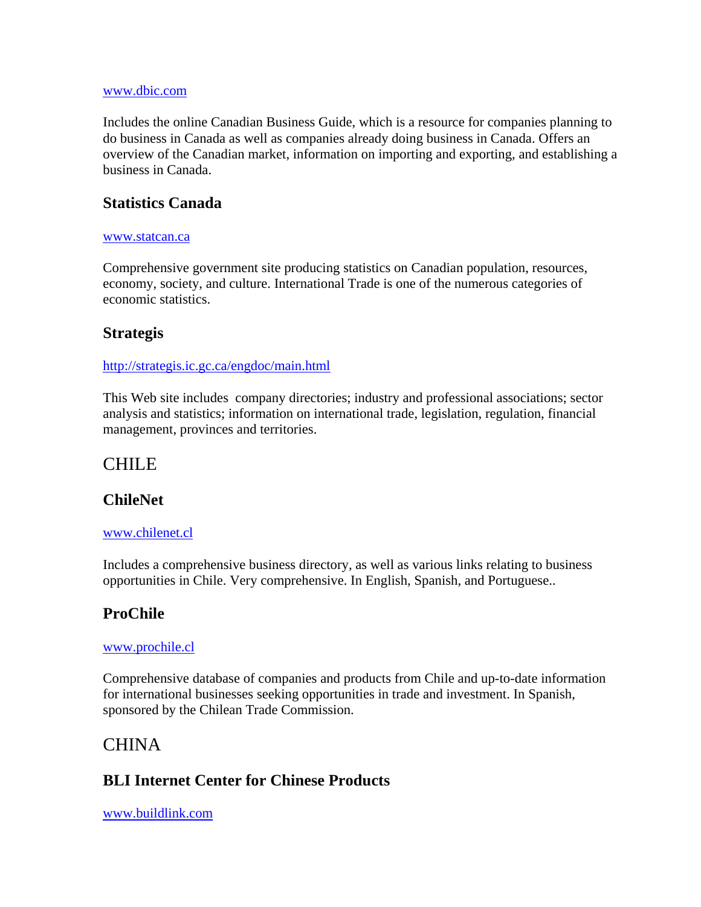www.dbic.com

Includes the online Canadian Business Guide, which is a resource for companies planning to do business in Canada as well as companies already doing business in Canada. Offers an overview of the Canadian market, information on importing and exporting, and establishing a business in Canada.

### Statistics Canada

www.statcan.ca

Comprehensive government site producing statistics on Canadian population, resources, economy, society, and culture. International Trade is one of the numerous categories of economic statistics.

### Strategis

http://strategis.ic.gc.ca/engdoc/main.html

This Web site includes company directories; industry and professional associations; sector analysis and statistics; information on international trade, legislation, regulation, financial management, provinces and territories.

## CHILE

### ChileNet

www.chilenet.cl

Includes a comprehensive business directory, as well as various links relating to business opportunities in Chile. Very comprehensive. In English, Spanish, and Portuguese..

### ProChile

www.prochile.cl

Comprehensive database of companies and products from Chile and up-to-date information for international businesses seeking opportunities in trade and investment. In Spanish, sponsored by the Chilean Trade Commission.

## CHINA

### BLI Internet Center for Chinese Products

www.buildlink.com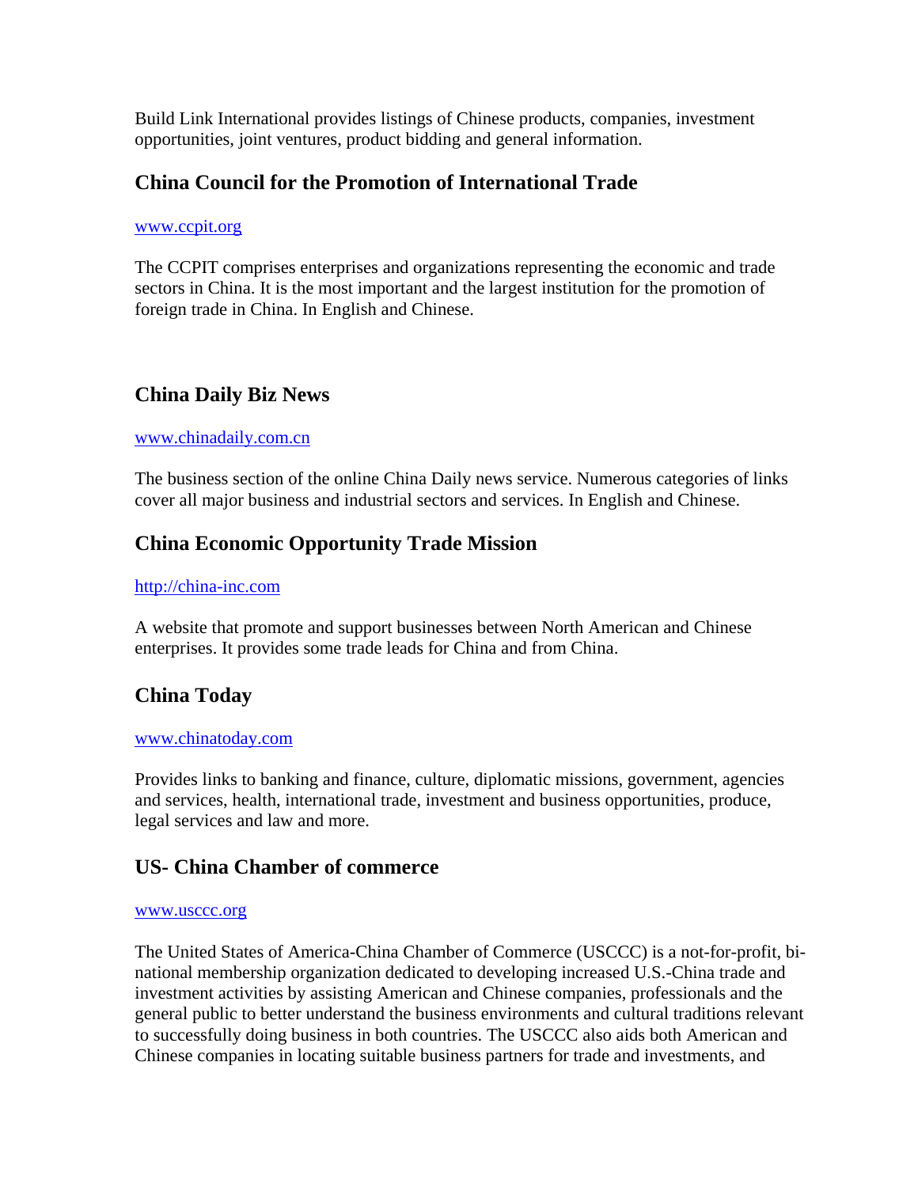Build Link International provides listings of Chinese products, companies, investment opportunities, joint ventures, product bidding and general information.

## China Council for the Promotion of International Trade

[www.ccpit.org](http://www.ccpit.org)

The CCPIT comprises enterprises and organizations representing the economic and trade sectors in China. It is the most important and the largest institution for the promotion of foreign trade in China. In English and Chinese.

## China Daily Biz News

[www.chinadaily.com.cn](http://www.chinadaily.com.cn)

The business section of the online China Daily news service. Numerous categories of links cover all major business and industrial sectors and services. In English and Chinese.

## China Economic Opportunity Trade Mission

[http://china-inc.com](http://china-inc.com)

A website that promote and support businesses between North American and Chinese enterprises. It provides some trade leads for China and from China.

## China Today

[www.chinatoday.com](http://www.chinatoday.com)

Provides links to banking and finance, culture, diplomatic missions, government, agencies and services, health, international trade, investment and business opportunities, produce, legal services and law and more.

## US- China Chamber of commerce

[www.usccc.org](http://www.usccc.org)

The United States of America-China Chamber of Commerce (USCCC) is a not-for-profit, bi-national membership organization dedicated to developing increased U.S.-China trade and investment activities by assisting American and Chinese companies, professionals and the general public to better understand the business environments and cultural traditions relevant to successfully doing business in both countries. The USCCC also aids both American and Chinese companies in locating suitable business partners for trade and investments, and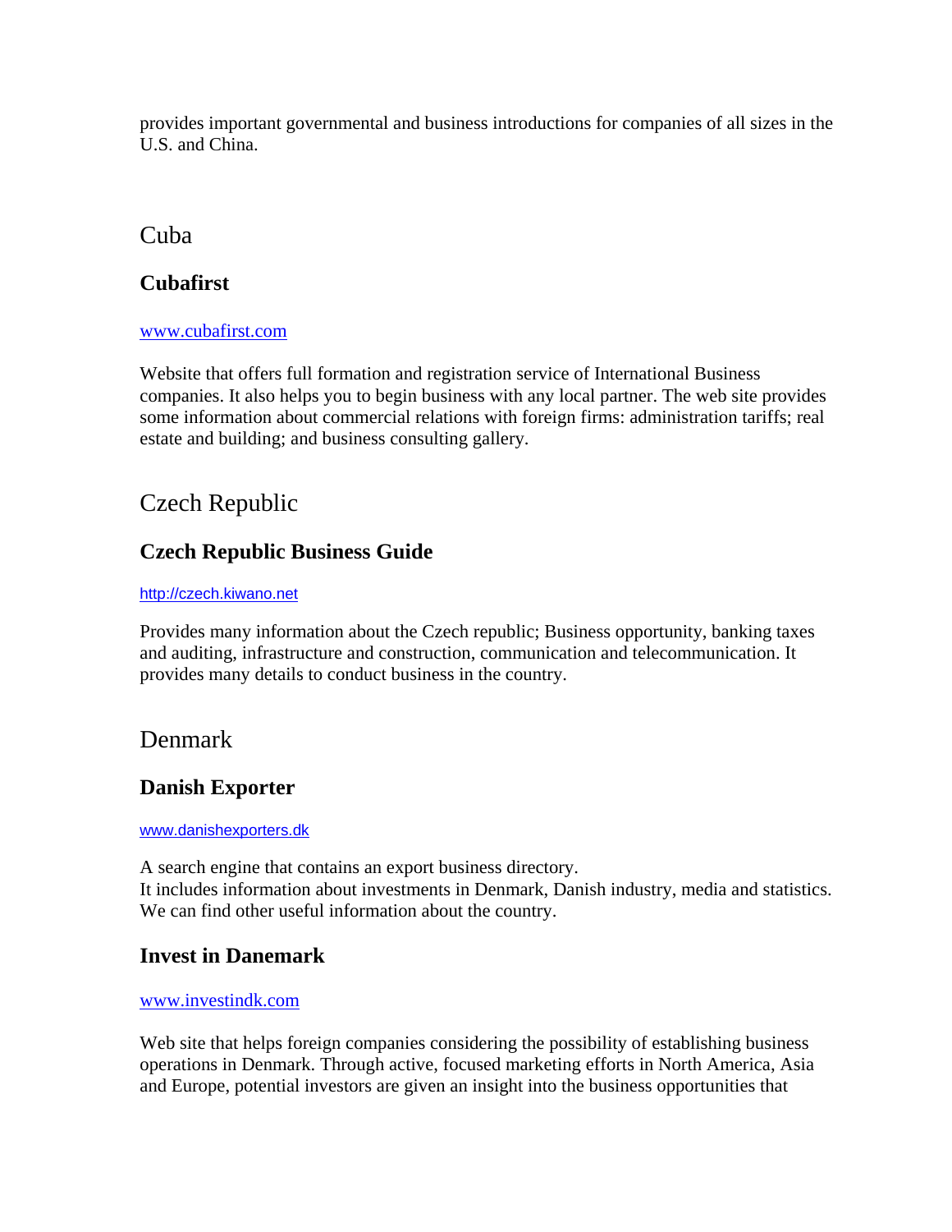provides important governmental and business introductions for companies of all sizes in the U.S. and China.

## Cuba

### Cubafirst

www.cubafirst.com

Website that offers full formation and registration service of International Business companies. It also helps you to begin business with any local partner. The web site provides some information about commercial relations with foreign firms: administration tariffs; real estate and building; and business consulting gallery.

## Czech Republic

### Czech Republic Business Guide

http://czech.kiwano.net

Provides many information about the Czech republic; Business opportunity, banking taxes and auditing, infrastructure and construction, communication and telecommunication. It provides many details to conduct business in the country.

## Denmark

### Danish Exporter

www.danishexporters.dk

A search engine that contains an export business directory.
It includes information about investments in Denmark, Danish industry, media and statistics. We can find other useful information about the country.

### Invest in Danemark

www.investindk.com

Web site that helps foreign companies considering the possibility of establishing business operations in Denmark. Through active, focused marketing efforts in North America, Asia and Europe, potential investors are given an insight into the business opportunities that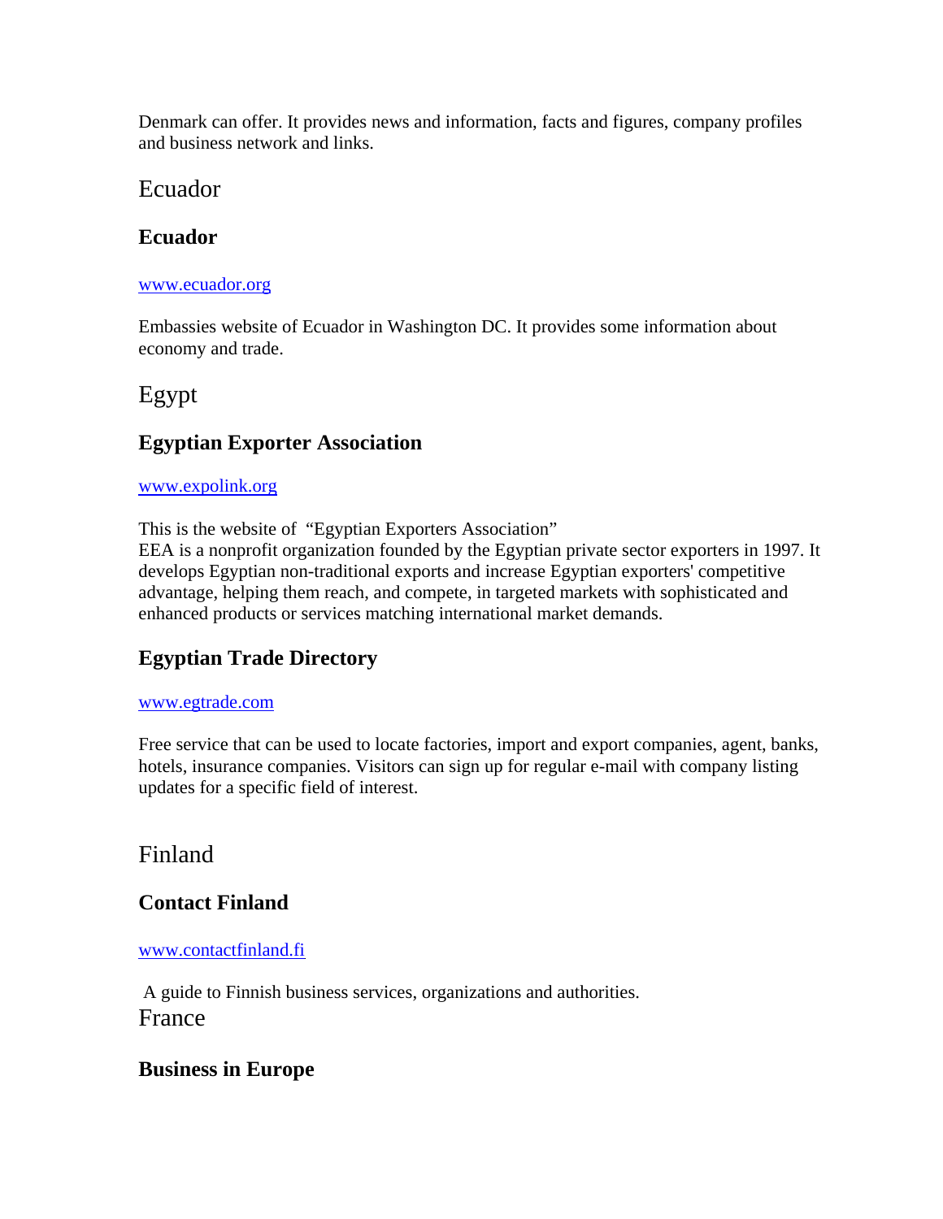Denmark can offer. It provides news and information, facts and figures, company profiles and business network and links.

## Ecuador

### Ecuador

[www.ecuador.org](http://www.ecuador.org)

Embassies website of Ecuador in Washington DC. It provides some information about economy and trade.

## Egypt

### Egyptian Exporter Association

[www.expolink.org](http://www.expolink.org)

This is the website of "Egyptian Exporters Association"
EEA is a nonprofit organization founded by the Egyptian private sector exporters in 1997. It develops Egyptian non-traditional exports and increase Egyptian exporters' competitive advantage, helping them reach, and compete, in targeted markets with sophisticated and enhanced products or services matching international market demands.

### Egyptian Trade Directory

[www.egtrade.com](http://www.egtrade.com)

Free service that can be used to locate factories, import and export companies, agent, banks, hotels, insurance companies. Visitors can sign up for regular e-mail with company listing updates for a specific field of interest.

## Finland

### Contact Finland

[www.contactfinland.fi](http://www.contactfinland.fi)

A guide to Finnish business services, organizations and authorities.

## France

### Business in Europe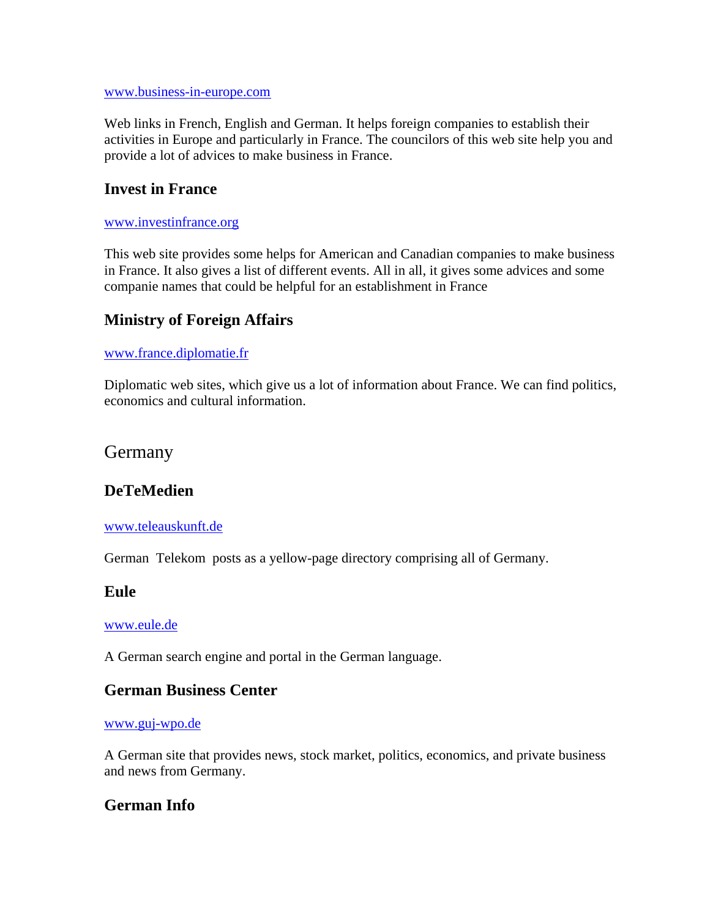www.business-in-europe.com

Web links in French, English and German. It helps foreign companies to establish their activities in Europe and particularly in France. The councilors of this web site help you and provide a lot of advices to make business in France.

### Invest in France

www.investinfrance.org

This web site provides some helps for American and Canadian companies to make business in France. It also gives a list of different events. All in all, it gives some advices and some companie names that could be helpful for an establishment in France

### Ministry of Foreign Affairs

www.france.diplomatie.fr

Diplomatic web sites, which give us a lot of information about France. We can find politics, economics and cultural information.

## Germany

### DeTeMedien

www.teleauskunft.de

German Telekom posts as a yellow-page directory comprising all of Germany.

### Eule

www.eule.de

A German search engine and portal in the German language.

### German Business Center

www.guj-wpo.de

A German site that provides news, stock market, politics, economics, and private business and news from Germany.

### German Info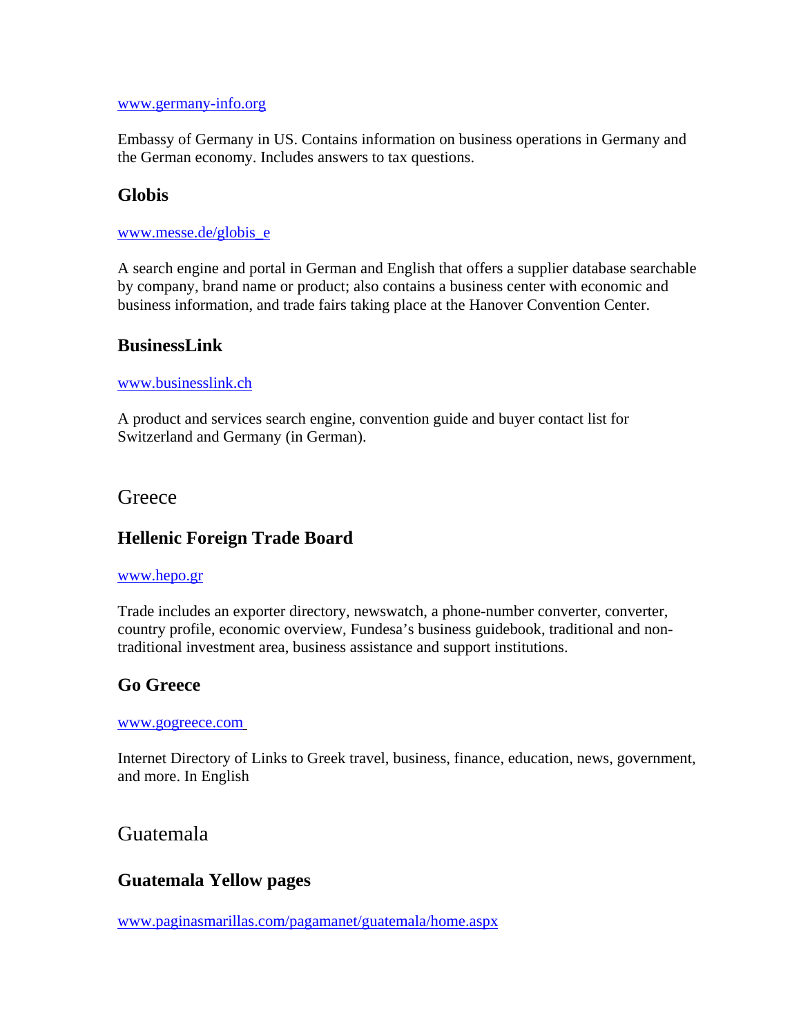www.germany-info.org

Embassy of Germany in US. Contains information on business operations in Germany and the German economy. Includes answers to tax questions.

### Globis

www.messe.de/globis_e

A search engine and portal in German and English that offers a supplier database searchable by company, brand name or product; also contains a business center with economic and business information, and trade fairs taking place at the Hanover Convention Center.

### BusinessLink

www.businesslink.ch

A product and services search engine, convention guide and buyer contact list for Switzerland and Germany (in German).

## Greece

### Hellenic Foreign Trade Board

www.hepo.gr

Trade includes an exporter directory, newswatch, a phone-number converter, converter, country profile, economic overview, Fundesa's business guidebook, traditional and non-traditional investment area, business assistance and support institutions.

### Go Greece

www.gogreece.com

Internet Directory of Links to Greek travel, business, finance, education, news, government, and more. In English

## Guatemala

### Guatemala Yellow pages

www.paginasmarillas.com/pagamanet/guatemala/home.aspx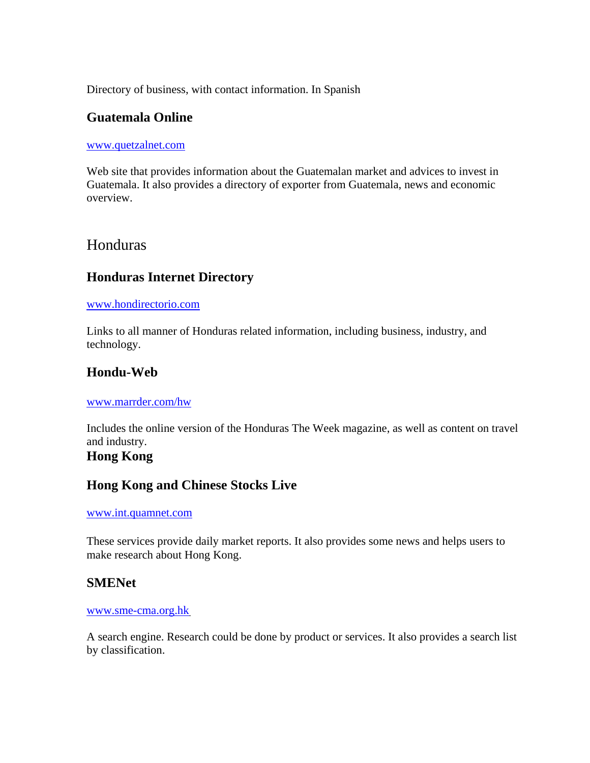Directory of business, with contact information. In Spanish

### Guatemala Online

www.quetzalnet.com

Web site that provides information about the Guatemalan market and advices to invest in Guatemala. It also provides a directory of exporter from Guatemala, news and economic overview.

## Honduras

### Honduras Internet Directory

www.hondirectorio.com

Links to all manner of Honduras related information, including business, industry, and technology.

### Hondu-Web

www.marrder.com/hw

Includes the online version of the Honduras The Week magazine, as well as content on travel and industry.

## Hong Kong

### Hong Kong and Chinese Stocks Live

www.int.quamnet.com

These services provide daily market reports. It also provides some news and helps users to make research about Hong Kong.

### SMENet

www.sme-cma.org.hk

A search engine. Research could be done by product or services. It also provides a search list by classification.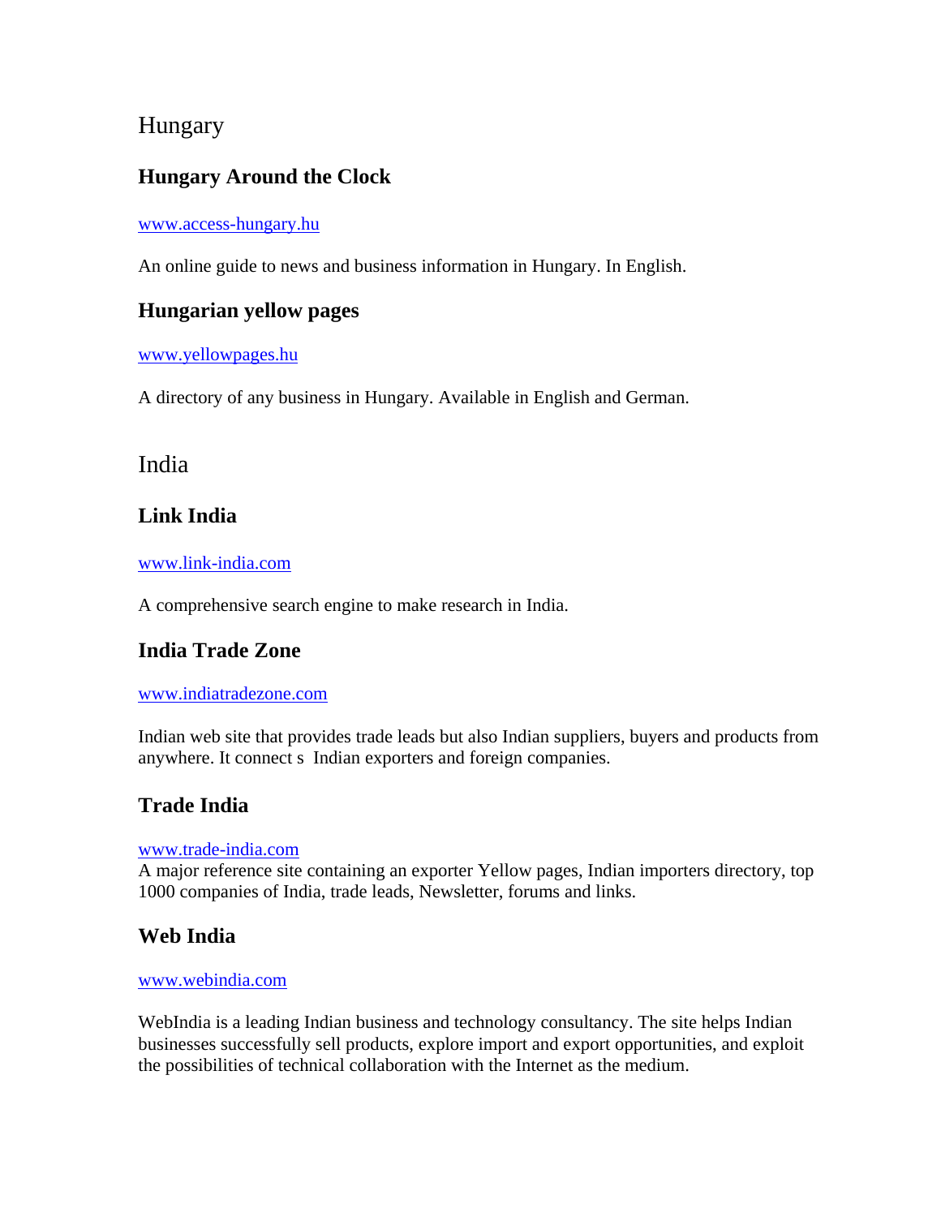# Hungary

## Hungary Around the Clock

www.access-hungary.hu

An online guide to news and business information in Hungary. In English.

## Hungarian yellow pages

www.yellowpages.hu

A directory of any business in Hungary. Available in English and German.

# India

## Link India

www.link-india.com

A comprehensive search engine to make research in India.

## India Trade Zone

www.indiatradezone.com

Indian web site that provides trade leads but also Indian suppliers, buyers and products from anywhere. It connect s Indian exporters and foreign companies.

## Trade India

www.trade-india.com
A major reference site containing an exporter Yellow pages, Indian importers directory, top 1000 companies of India, trade leads, Newsletter, forums and links.

## Web India

www.webindia.com

WebIndia is a leading Indian business and technology consultancy. The site helps Indian businesses successfully sell products, explore import and export opportunities, and exploit the possibilities of technical collaboration with the Internet as the medium.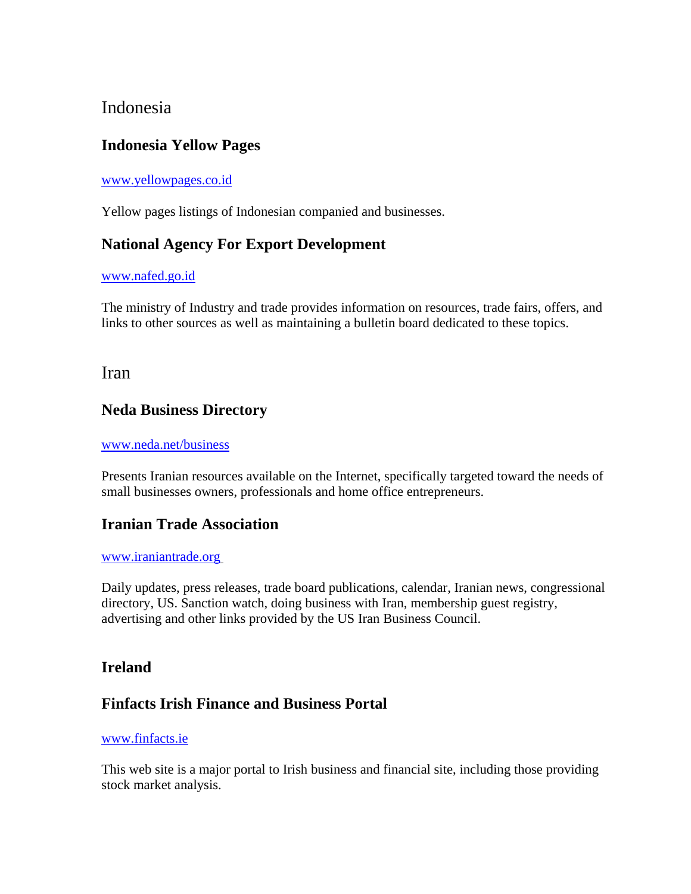## Indonesia

### Indonesia Yellow Pages

www.yellowpages.co.id

Yellow pages listings of Indonesian companied and businesses.

### National Agency For Export Development

www.nafed.go.id

The ministry of Industry and trade provides information on resources, trade fairs, offers, and links to other sources as well as maintaining a bulletin board dedicated to these topics.

## Iran

### Neda Business Directory

www.neda.net/business

Presents Iranian resources available on the Internet, specifically targeted toward the needs of small businesses owners, professionals and home office entrepreneurs.

### Iranian Trade Association

www.iraniantrade.org

Daily updates, press releases, trade board publications, calendar, Iranian news, congressional directory, US. Sanction watch, doing business with Iran, membership guest registry, advertising and other links provided by the US Iran Business Council.

### Ireland

### Finfacts Irish Finance and Business Portal

www.finfacts.ie

This web site is a major portal to Irish business and financial site, including those providing stock market analysis.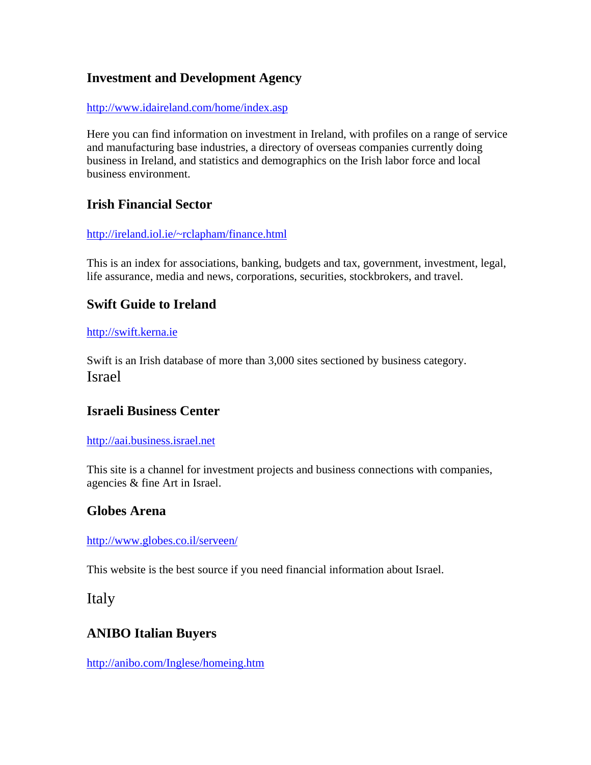### Investment and Development Agency

http://www.idaireland.com/home/index.asp

Here you can find information on investment in Ireland, with profiles on a range of service and manufacturing base industries, a directory of overseas companies currently doing business in Ireland, and statistics and demographics on the Irish labor force and local business environment.

### Irish Financial Sector

http://ireland.iol.ie/~rclapham/finance.html

This is an index for associations, banking, budgets and tax, government, investment, legal, life assurance, media and news, corporations, securities, stockbrokers, and travel.

### Swift Guide to Ireland

http://swift.kerna.ie

Swift is an Irish database of more than 3,000 sites sectioned by business category.

## Israel

### Israeli Business Center

http://aai.business.israel.net

This site is a channel for investment projects and business connections with companies, agencies & fine Art in Israel.

### Globes Arena

http://www.globes.co.il/serveen/

This website is the best source if you need financial information about Israel.

## Italy

### ANIBO Italian Buyers

http://anibo.com/Inglese/homeing.htm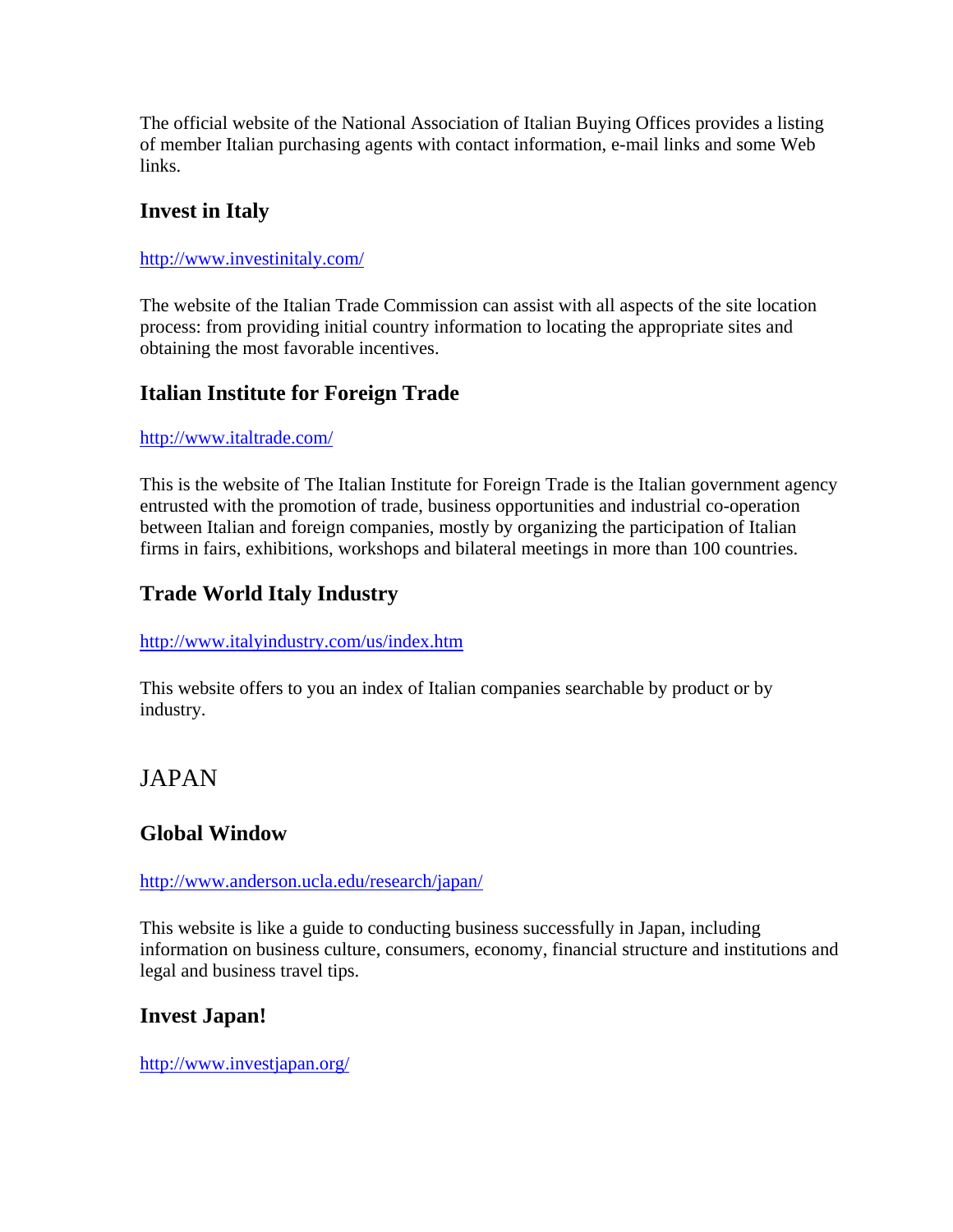The official website of the National Association of Italian Buying Offices provides a listing of member Italian purchasing agents with contact information, e-mail links and some Web links.

### Invest in Italy

http://www.investinitaly.com/

The website of the Italian Trade Commission can assist with all aspects of the site location process: from providing initial country information to locating the appropriate sites and obtaining the most favorable incentives.

### Italian Institute for Foreign Trade

http://www.italtrade.com/

This is the website of The Italian Institute for Foreign Trade is the Italian government agency entrusted with the promotion of trade, business opportunities and industrial co-operation between Italian and foreign companies, mostly by organizing the participation of Italian firms in fairs, exhibitions, workshops and bilateral meetings in more than 100 countries.

### Trade World Italy Industry

http://www.italyindustry.com/us/index.htm

This website offers to you an index of Italian companies searchable by product or by industry.

## JAPAN

### Global Window

http://www.anderson.ucla.edu/research/japan/

This website is like a guide to conducting business successfully in Japan, including information on business culture, consumers, economy, financial structure and institutions and legal and business travel tips.

### Invest Japan!

http://www.investjapan.org/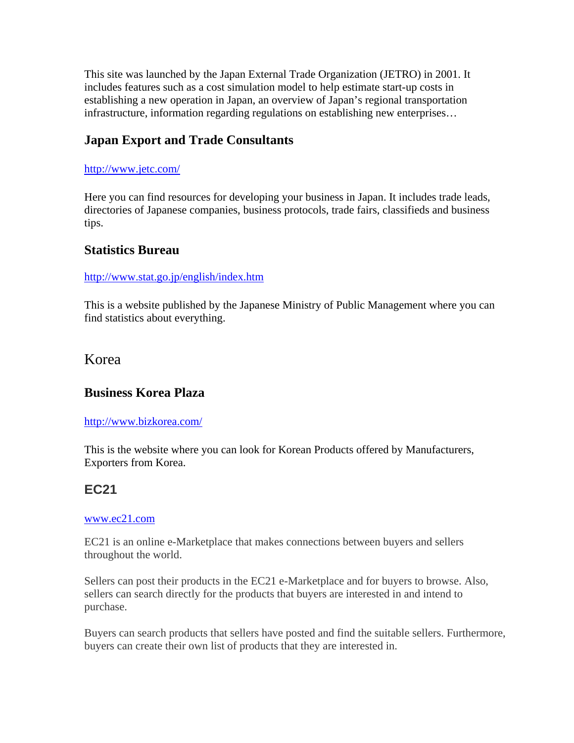This site was launched by the Japan External Trade Organization (JETRO) in 2001. It includes features such as a cost simulation model to help estimate start-up costs in establishing a new operation in Japan, an overview of Japan's regional transportation infrastructure, information regarding regulations on establishing new enterprises…

### Japan Export and Trade Consultants

http://www.jetc.com/

Here you can find resources for developing your business in Japan. It includes trade leads, directories of Japanese companies, business protocols, trade fairs, classifieds and business tips.

### Statistics Bureau

http://www.stat.go.jp/english/index.htm

This is a website published by the Japanese Ministry of Public Management where you can find statistics about everything.

## Korea

### Business Korea Plaza

http://www.bizkorea.com/

This is the website where you can look for Korean Products offered by Manufacturers, Exporters from Korea.

### EC21

www.ec21.com

EC21 is an online e-Marketplace that makes connections between buyers and sellers throughout the world.

Sellers can post their products in the EC21 e-Marketplace and for buyers to browse. Also, sellers can search directly for the products that buyers are interested in and intend to purchase.

Buyers can search products that sellers have posted and find the suitable sellers. Furthermore, buyers can create their own list of products that they are interested in.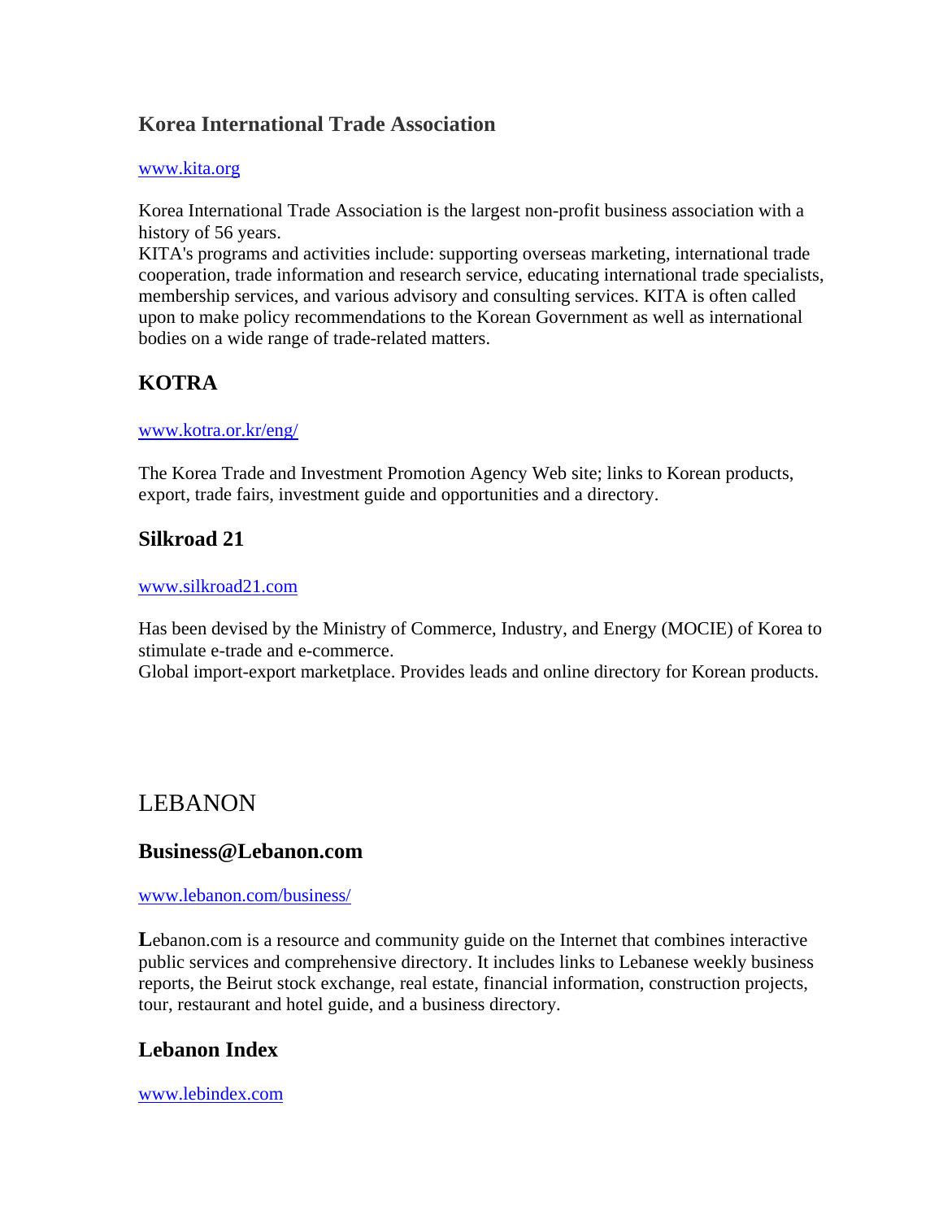### Korea International Trade Association

www.kita.org

Korea International Trade Association is the largest non-profit business association with a history of 56 years.
KITA's programs and activities include: supporting overseas marketing, international trade cooperation, trade information and research service, educating international trade specialists, membership services, and various advisory and consulting services. KITA is often called upon to make policy recommendations to the Korean Government as well as international bodies on a wide range of trade-related matters.

### KOTRA

www.kotra.or.kr/eng/

The Korea Trade and Investment Promotion Agency Web site; links to Korean products, export, trade fairs, investment guide and opportunities and a directory.

### Silkroad 21

www.silkroad21.com

Has been devised by the Ministry of Commerce, Industry, and Energy (MOCIE) of Korea to stimulate e-trade and e-commerce.
Global import-export marketplace. Provides leads and online directory for Korean products.

## LEBANON

### Business@Lebanon.com

www.lebanon.com/business/

**L**ebanon.com is a resource and community guide on the Internet that combines interactive public services and comprehensive directory. It includes links to Lebanese weekly business reports, the Beirut stock exchange, real estate, financial information, construction projects, tour, restaurant and hotel guide, and a business directory.

### Lebanon Index

www.lebindex.com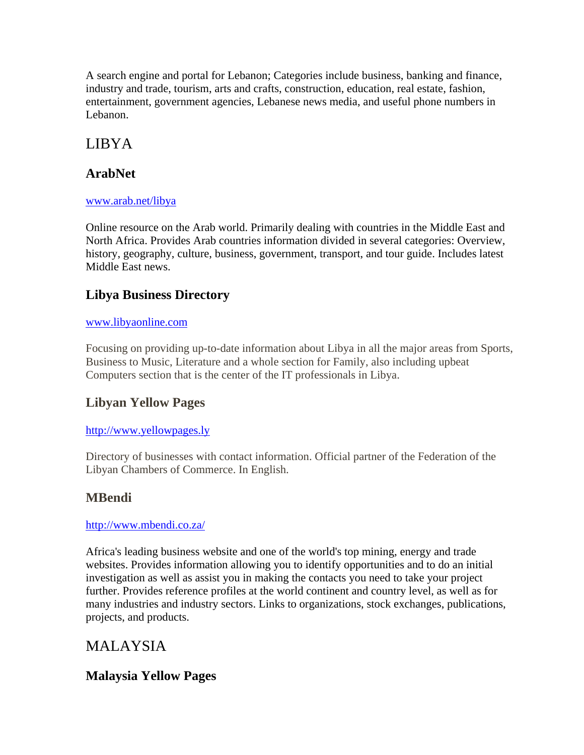A search engine and portal for Lebanon; Categories include business, banking and finance, industry and trade, tourism, arts and crafts, construction, education, real estate, fashion, entertainment, government agencies, Lebanese news media, and useful phone numbers in Lebanon.

## LIBYA

### ArabNet

www.arab.net/libya

Online resource on the Arab world. Primarily dealing with countries in the Middle East and North Africa. Provides Arab countries information divided in several categories: Overview, history, geography, culture, business, government, transport, and tour guide. Includes latest Middle East news.

### Libya Business Directory

www.libyaonline.com

Focusing on providing up-to-date information about Libya in all the major areas from Sports, Business to Music, Literature and a whole section for Family, also including upbeat Computers section that is the center of the IT professionals in Libya.

### Libyan Yellow Pages

http://www.yellowpages.ly

Directory of businesses with contact information. Official partner of the Federation of the Libyan Chambers of Commerce. In English.

### MBendi

http://www.mbendi.co.za/

Africa's leading business website and one of the world's top mining, energy and trade websites. Provides information allowing you to identify opportunities and to do an initial investigation as well as assist you in making the contacts you need to take your project further. Provides reference profiles at the world continent and country level, as well as for many industries and industry sectors. Links to organizations, stock exchanges, publications, projects, and products.

## MALAYSIA

### Malaysia Yellow Pages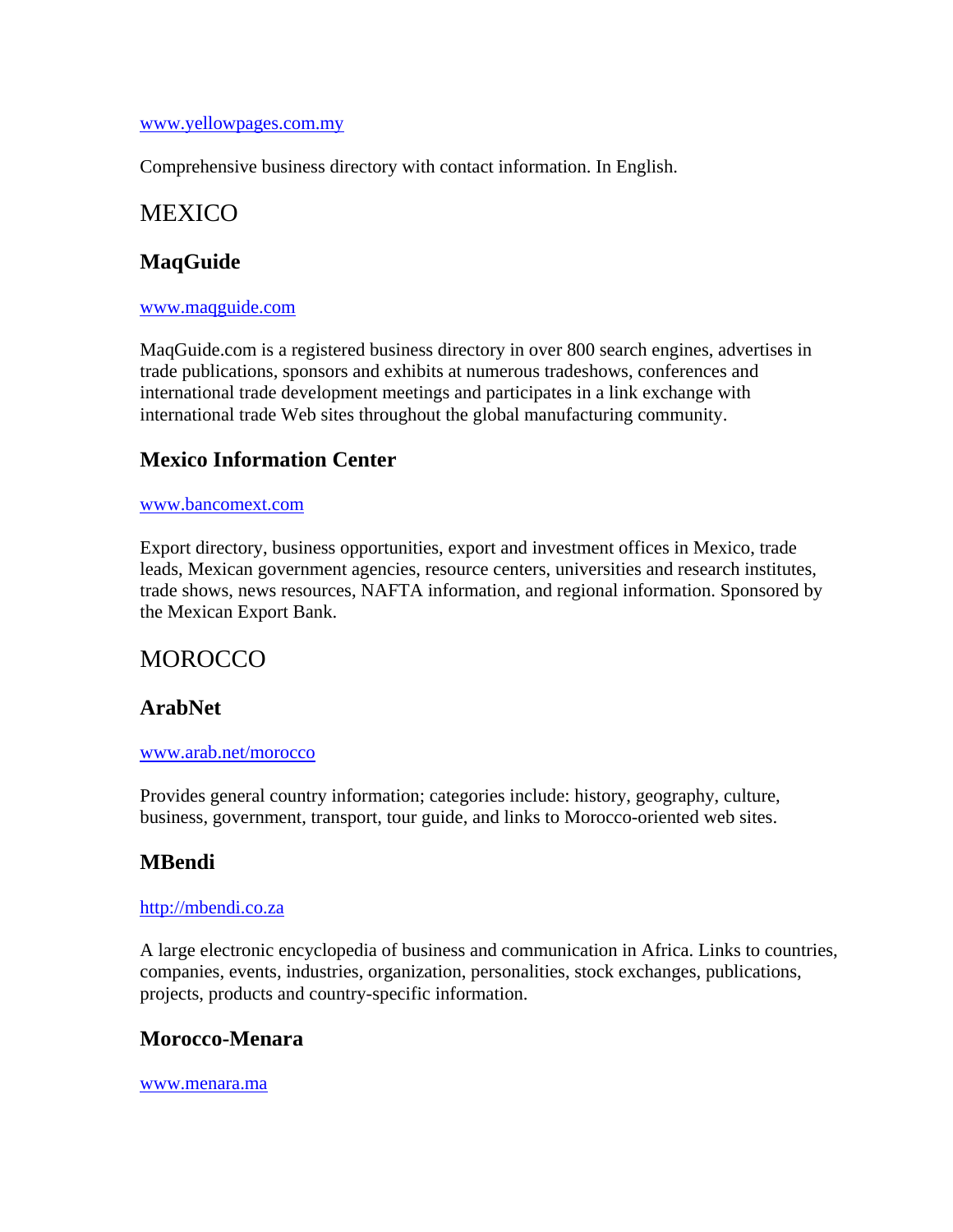www.yellowpages.com.my

Comprehensive business directory with contact information. In English.

## MEXICO

### MaqGuide

www.maqguide.com

MaqGuide.com is a registered business directory in over 800 search engines, advertises in trade publications, sponsors and exhibits at numerous tradeshows, conferences and international trade development meetings and participates in a link exchange with international trade Web sites throughout the global manufacturing community.

### Mexico Information Center

www.bancomext.com

Export directory, business opportunities, export and investment offices in Mexico, trade leads, Mexican government agencies, resource centers, universities and research institutes, trade shows, news resources, NAFTA information, and regional information. Sponsored by the Mexican Export Bank.

## MOROCCO

### ArabNet

www.arab.net/morocco

Provides general country information; categories include: history, geography, culture, business, government, transport, tour guide, and links to Morocco-oriented web sites.

### MBendi

http://mbendi.co.za

A large electronic encyclopedia of business and communication in Africa. Links to countries, companies, events, industries, organization, personalities, stock exchanges, publications, projects, products and country-specific information.

### Morocco-Menara

www.menara.ma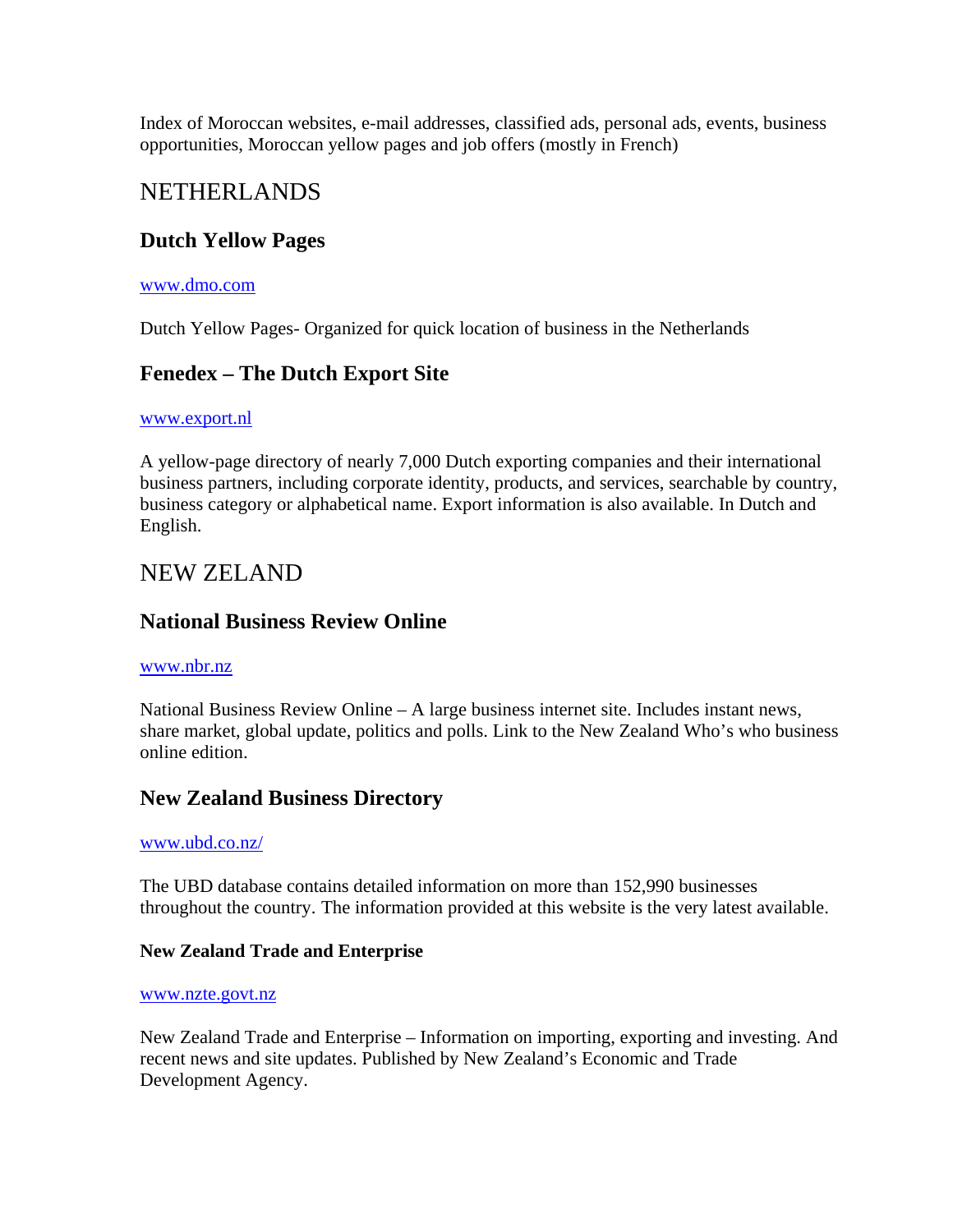Index of Moroccan websites, e-mail addresses, classified ads, personal ads, events, business opportunities, Moroccan yellow pages and job offers (mostly in French)

## NETHERLANDS

### Dutch Yellow Pages

[www.dmo.com](www.dmo.com)

Dutch Yellow Pages- Organized for quick location of business in the Netherlands

### Fenedex – The Dutch Export Site

[www.export.nl](www.export.nl)

A yellow-page directory of nearly 7,000 Dutch exporting companies and their international business partners, including corporate identity, products, and services, searchable by country, business category or alphabetical name. Export information is also available. In Dutch and English.

## NEW ZELAND

### National Business Review Online

[www.nbr.nz](www.nbr.nz)

National Business Review Online – A large business internet site. Includes instant news, share market, global update, politics and polls. Link to the New Zealand Who's who business online edition.

### New Zealand Business Directory

[www.ubd.co.nz/](www.ubd.co.nz/)

The UBD database contains detailed information on more than 152,990 businesses throughout the country. The information provided at this website is the very latest available.

#### New Zealand Trade and Enterprise

[www.nzte.govt.nz](www.nzte.govt.nz)

New Zealand Trade and Enterprise – Information on importing, exporting and investing. And recent news and site updates. Published by New Zealand's Economic and Trade Development Agency.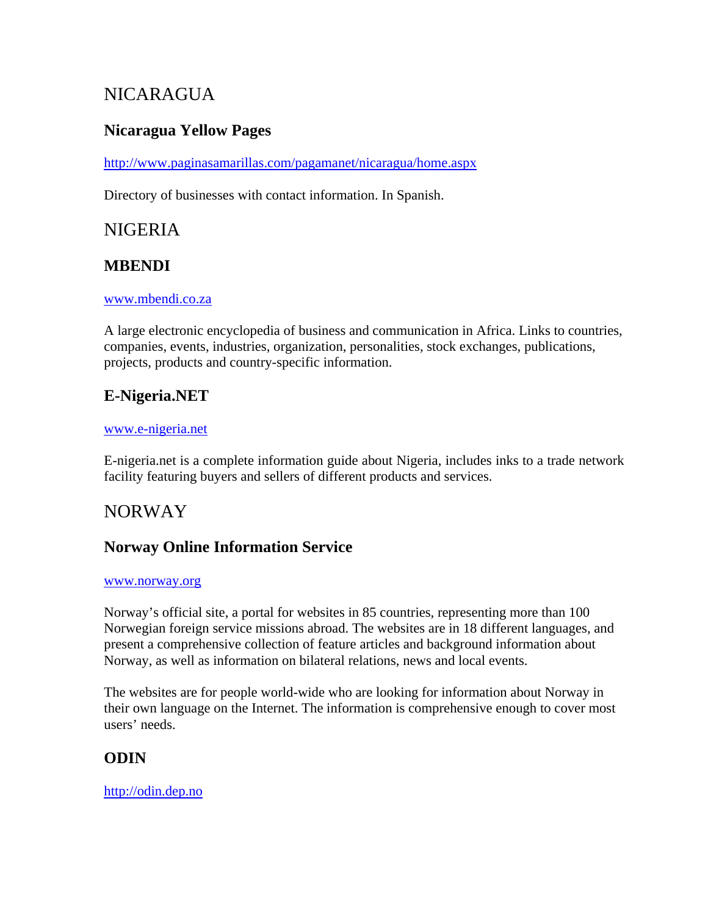# NICARAGUA

### Nicaragua Yellow Pages

http://www.paginasamarillas.com/pagamanet/nicaragua/home.aspx

Directory of businesses with contact information. In Spanish.

# NIGERIA

### MBENDI

www.mbendi.co.za

A large electronic encyclopedia of business and communication in Africa. Links to countries, companies, events, industries, organization, personalities, stock exchanges, publications, projects, products and country-specific information.

### E-Nigeria.NET

www.e-nigeria.net

E-nigeria.net is a complete information guide about Nigeria, includes inks to a trade network facility featuring buyers and sellers of different products and services.

# NORWAY

### Norway Online Information Service

www.norway.org

Norway's official site, a portal for websites in 85 countries, representing more than 100 Norwegian foreign service missions abroad. The websites are in 18 different languages, and present a comprehensive collection of feature articles and background information about Norway, as well as information on bilateral relations, news and local events.

The websites are for people world-wide who are looking for information about Norway in their own language on the Internet. The information is comprehensive enough to cover most users' needs.

### ODIN

http://odin.dep.no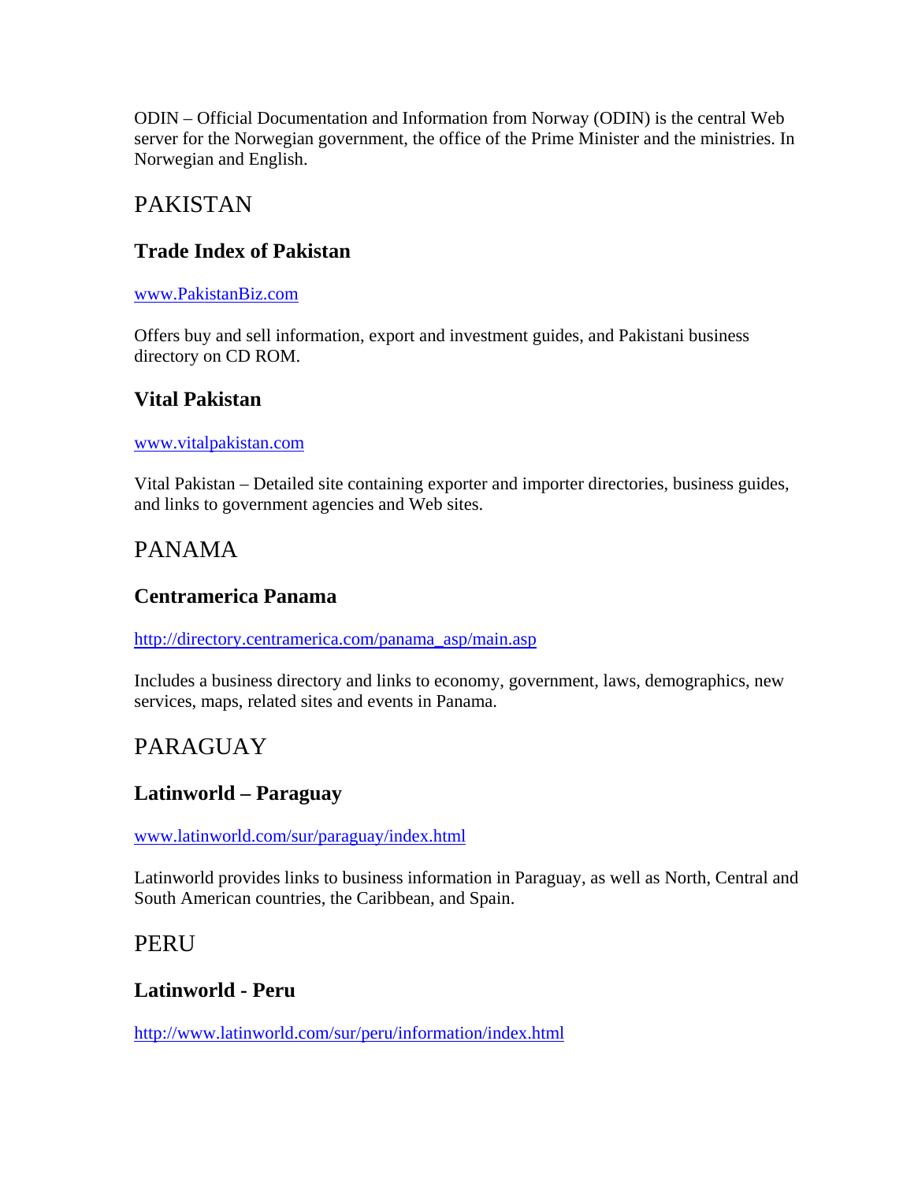ODIN – Official Documentation and Information from Norway (ODIN) is the central Web server for the Norwegian government, the office of the Prime Minister and the ministries. In Norwegian and English.

# PAKISTAN

## Trade Index of Pakistan

www.PakistanBiz.com

Offers buy and sell information, export and investment guides, and Pakistani business directory on CD ROM.

## Vital Pakistan

www.vitalpakistan.com

Vital Pakistan – Detailed site containing exporter and importer directories, business guides, and links to government agencies and Web sites.

# PANAMA

## Centramerica Panama

http://directory.centramerica.com/panama_asp/main.asp

Includes a business directory and links to economy, government, laws, demographics, new services, maps, related sites and events in Panama.

# PARAGUAY

## Latinworld – Paraguay

www.latinworld.com/sur/paraguay/index.html

Latinworld provides links to business information in Paraguay, as well as North, Central and South American countries, the Caribbean, and Spain.

# PERU

## Latinworld - Peru

http://www.latinworld.com/sur/peru/information/index.html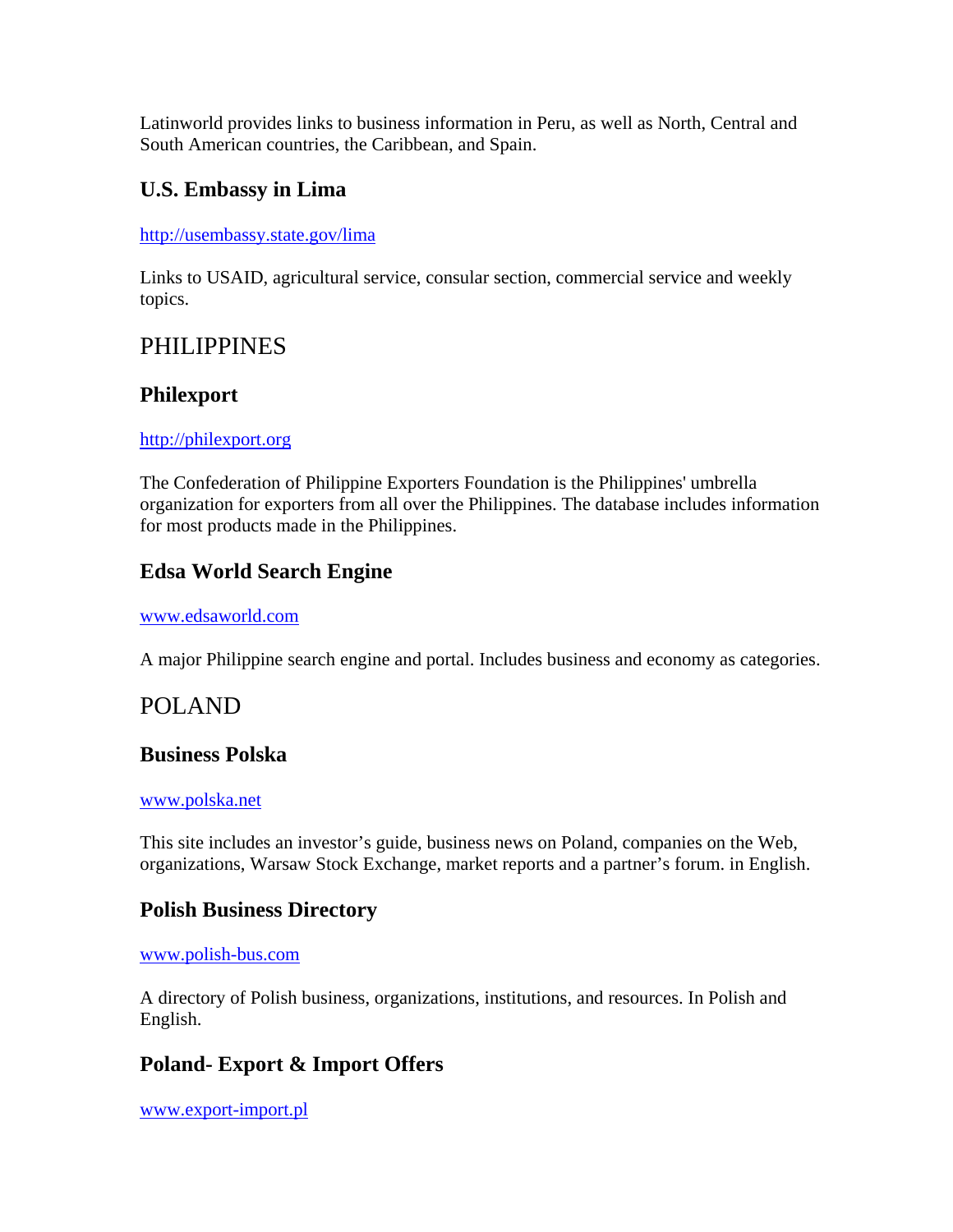Latinworld provides links to business information in Peru, as well as North, Central and South American countries, the Caribbean, and Spain.

### U.S. Embassy in Lima

http://usembassy.state.gov/lima

Links to USAID, agricultural service, consular section, commercial service and weekly topics.

## PHILIPPINES

### Philexport

http://philexport.org

The Confederation of Philippine Exporters Foundation is the Philippines' umbrella organization for exporters from all over the Philippines. The database includes information for most products made in the Philippines.

### Edsa World Search Engine

www.edsaworld.com

A major Philippine search engine and portal. Includes business and economy as categories.

## POLAND

### Business Polska

www.polska.net

This site includes an investor's guide, business news on Poland, companies on the Web, organizations, Warsaw Stock Exchange, market reports and a partner's forum. in English.

### Polish Business Directory

www.polish-bus.com

A directory of Polish business, organizations, institutions, and resources. In Polish and English.

### Poland- Export & Import Offers

www.export-import.pl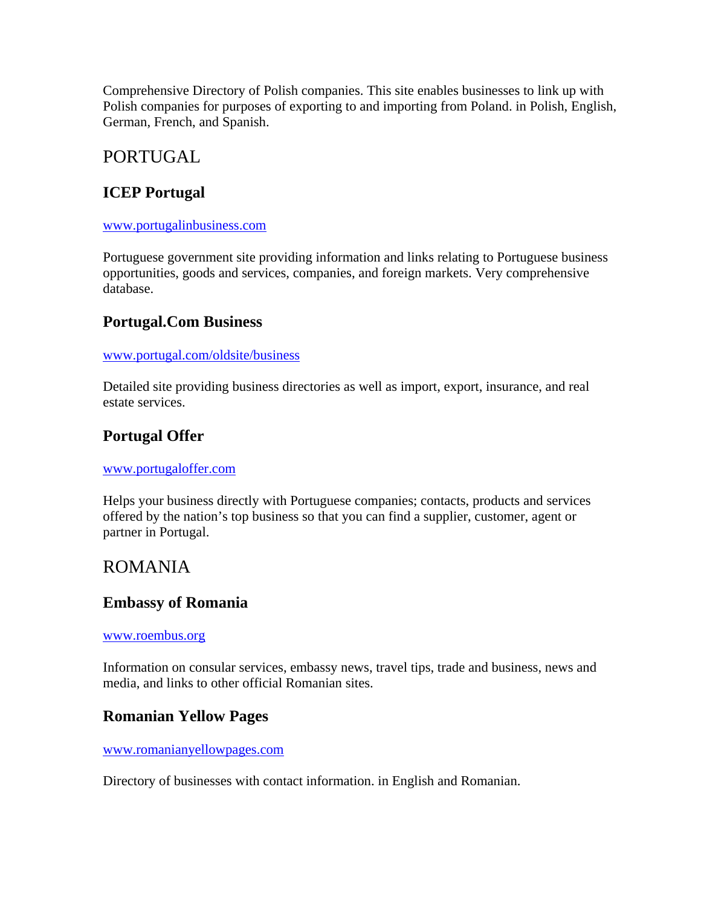Comprehensive Directory of Polish companies. This site enables businesses to link up with Polish companies for purposes of exporting to and importing from Poland. in Polish, English, German, French, and Spanish.

## PORTUGAL

### ICEP Portugal

www.portugalinbusiness.com

Portuguese government site providing information and links relating to Portuguese business opportunities, goods and services, companies, and foreign markets. Very comprehensive database.

### Portugal.Com Business

www.portugal.com/oldsite/business

Detailed site providing business directories as well as import, export, insurance, and real estate services.

### Portugal Offer

www.portugaloffer.com

Helps your business directly with Portuguese companies; contacts, products and services offered by the nation's top business so that you can find a supplier, customer, agent or partner in Portugal.

## ROMANIA

### Embassy of Romania

www.roembus.org

Information on consular services, embassy news, travel tips, trade and business, news and media, and links to other official Romanian sites.

### Romanian Yellow Pages

www.romanianyellowpages.com

Directory of businesses with contact information. in English and Romanian.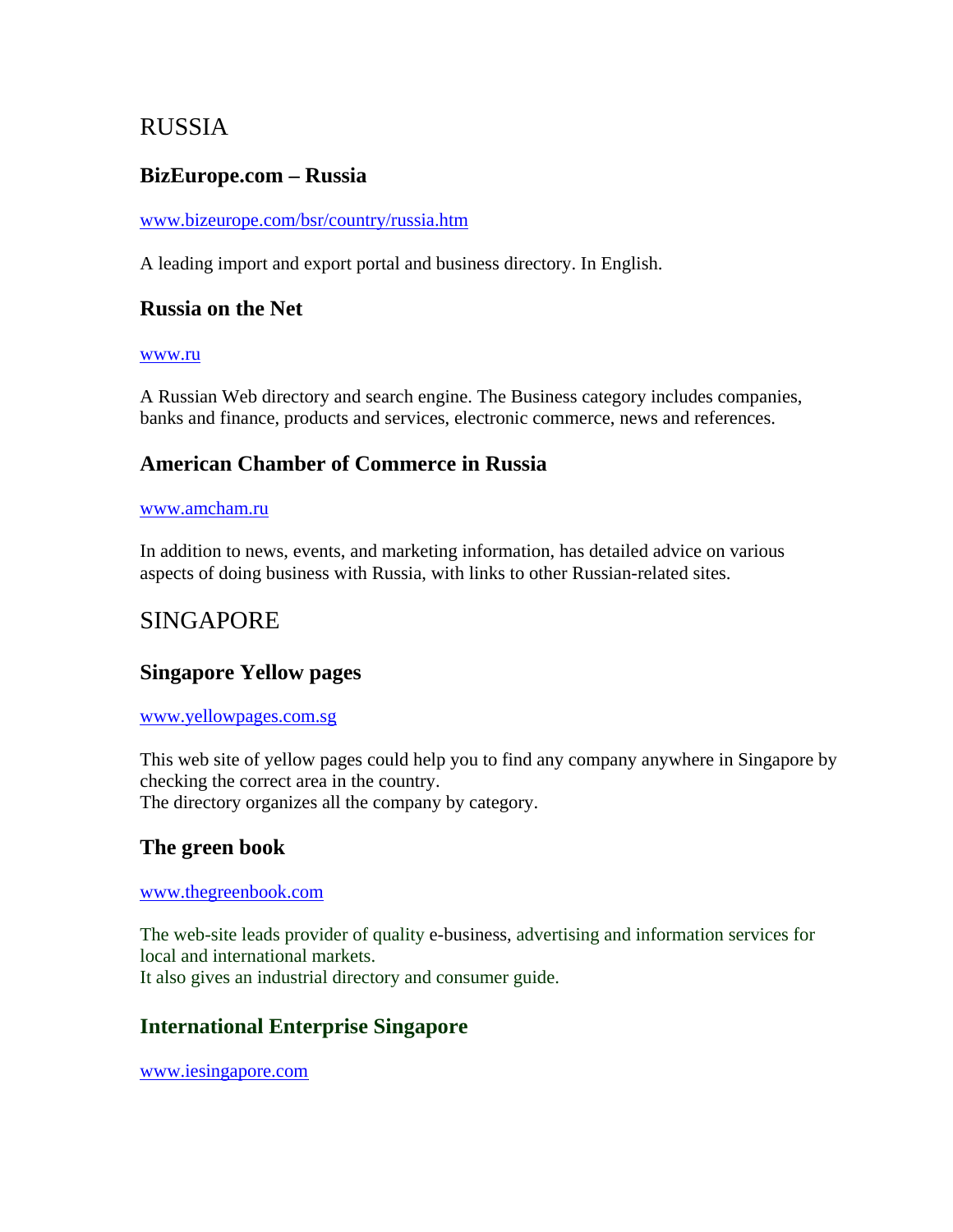# RUSSIA

### BizEurope.com – Russia

www.bizeurope.com/bsr/country/russia.htm

A leading import and export portal and business directory. In English.

### Russia on the Net

www.ru

A Russian Web directory and search engine. The Business category includes companies, banks and finance, products and services, electronic commerce, news and references.

### American Chamber of Commerce in Russia

www.amcham.ru

In addition to news, events, and marketing information, has detailed advice on various aspects of doing business with Russia, with links to other Russian-related sites.

# SINGAPORE

### Singapore Yellow pages

www.yellowpages.com.sg

This web site of yellow pages could help you to find any company anywhere in Singapore by checking the correct area in the country.
The directory organizes all the company by category.

### The green book

www.thegreenbook.com

The web-site leads provider of quality e-business, advertising and information services for local and international markets.
It also gives an industrial directory and consumer guide.

### International Enterprise Singapore

www.iesingapore.com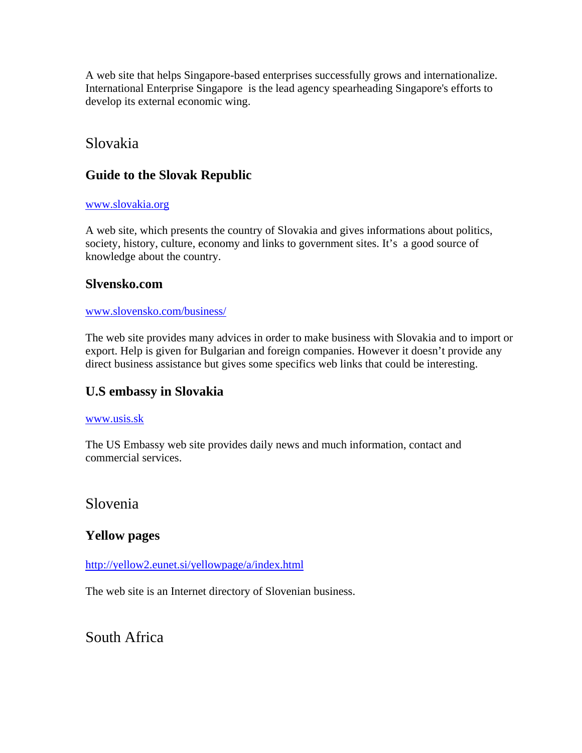A web site that helps Singapore-based enterprises successfully grows and internationalize. International Enterprise Singapore is the lead agency spearheading Singapore's efforts to develop its external economic wing.

## Slovakia

### Guide to the Slovak Republic

[www.slovakia.org](www.slovakia.org)

A web site, which presents the country of Slovakia and gives informations about politics, society, history, culture, economy and links to government sites. It's a good source of knowledge about the country.

### Slvensko.com

[www.slovensko.com/business/](www.slovensko.com/business/)

The web site provides many advices in order to make business with Slovakia and to import or export. Help is given for Bulgarian and foreign companies. However it doesn't provide any direct business assistance but gives some specifics web links that could be interesting.

### U.S embassy in Slovakia

[www.usis.sk](www.usis.sk)

The US Embassy web site provides daily news and much information, contact and commercial services.

## Slovenia

### Yellow pages

[http://yellow2.eunet.si/yellowpage/a/index.html](http://yellow2.eunet.si/yellowpage/a/index.html)

The web site is an Internet directory of Slovenian business.

## South Africa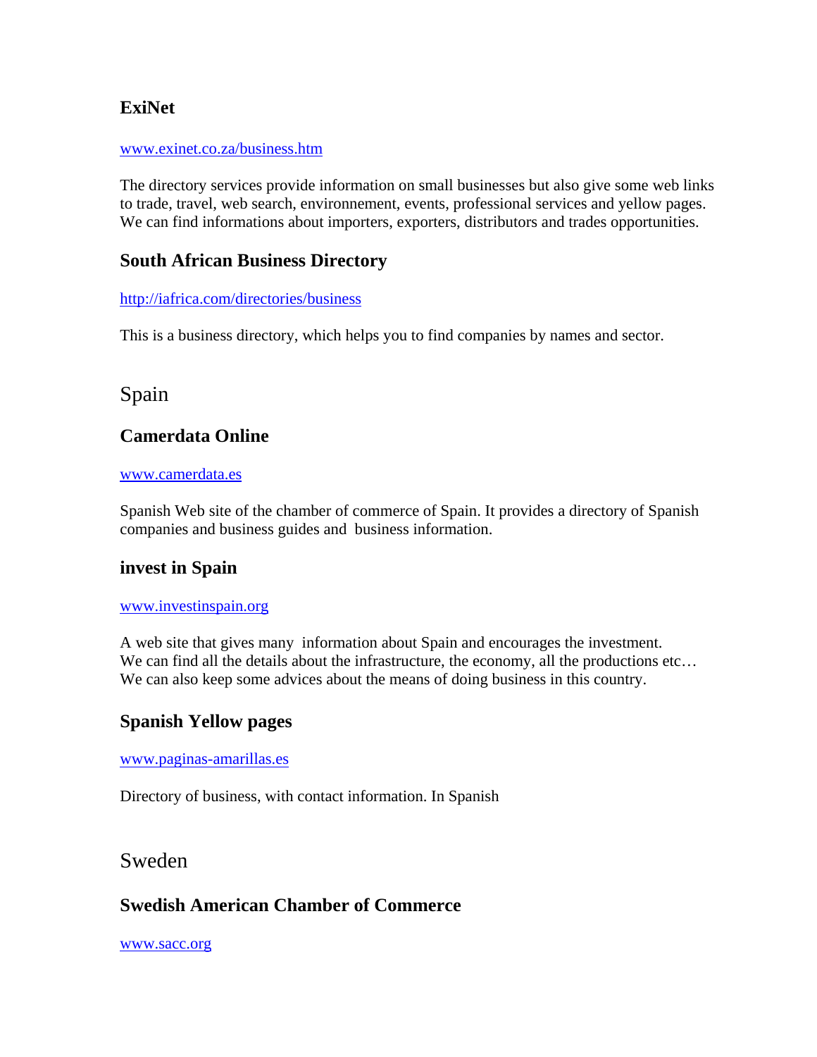### ExiNet

www.exinet.co.za/business.htm

The directory services provide information on small businesses but also give some web links to trade, travel, web search, environnement, events, professional services and yellow pages. We can find informations about importers, exporters, distributors and trades opportunities.

### South African Business Directory

http://iafrica.com/directories/business

This is a business directory, which helps you to find companies by names and sector.

## Spain

### Camerdata Online

www.camerdata.es

Spanish Web site of the chamber of commerce of Spain. It provides a directory of Spanish companies and business guides and business information.

### invest in Spain

www.investinspain.org

A web site that gives many information about Spain and encourages the investment. We can find all the details about the infrastructure, the economy, all the productions etc… We can also keep some advices about the means of doing business in this country.

### Spanish Yellow pages

www.paginas-amarillas.es

Directory of business, with contact information. In Spanish

## Sweden

### Swedish American Chamber of Commerce

www.sacc.org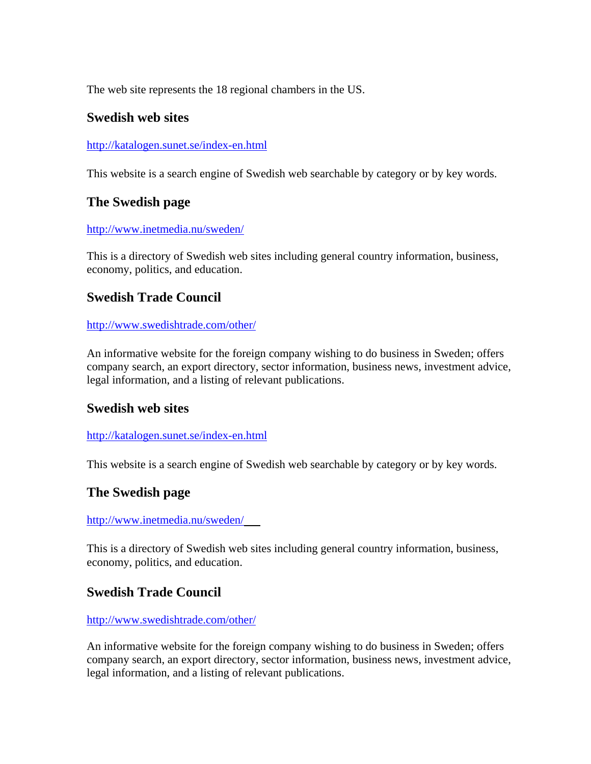The web site represents the 18 regional chambers in the US.

### Swedish web sites

http://katalogen.sunet.se/index-en.html

This website is a search engine of Swedish web searchable by category or by key words.

### The Swedish page

http://www.inetmedia.nu/sweden/

This is a directory of Swedish web sites including general country information, business, economy, politics, and education.

### Swedish Trade Council

http://www.swedishtrade.com/other/

An informative website for the foreign company wishing to do business in Sweden; offers company search, an export directory, sector information, business news, investment advice, legal information, and a listing of relevant publications.

### Swedish web sites

http://katalogen.sunet.se/index-en.html

This website is a search engine of Swedish web searchable by category or by key words.

### The Swedish page

http://www.inetmedia.nu/sweden/

This is a directory of Swedish web sites including general country information, business, economy, politics, and education.

### Swedish Trade Council

http://www.swedishtrade.com/other/

An informative website for the foreign company wishing to do business in Sweden; offers company search, an export directory, sector information, business news, investment advice, legal information, and a listing of relevant publications.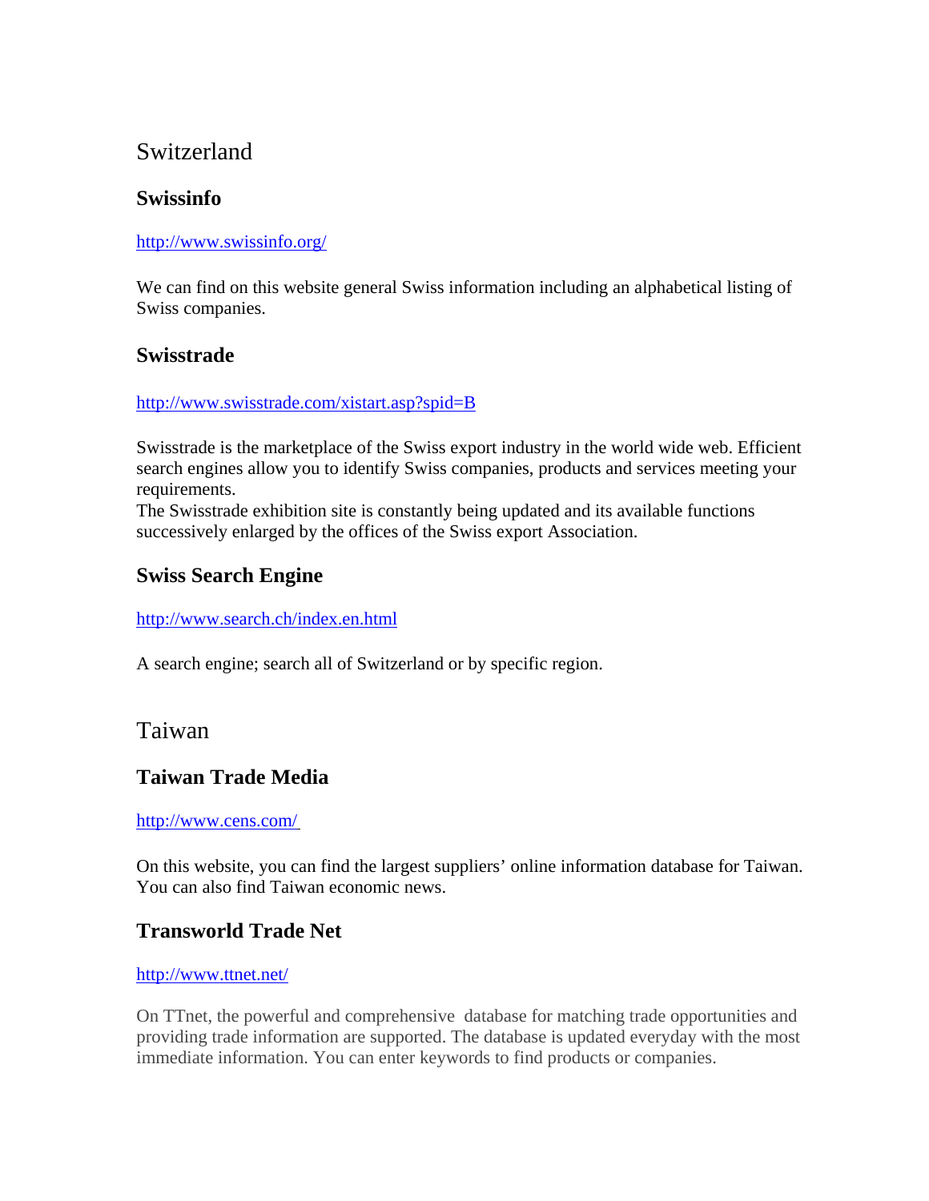## Switzerland

### Swissinfo

http://www.swissinfo.org/

We can find on this website general Swiss information including an alphabetical listing of Swiss companies.

### Swisstrade

http://www.swisstrade.com/xistart.asp?spid=B

Swisstrade is the marketplace of the Swiss export industry in the world wide web. Efficient search engines allow you to identify Swiss companies, products and services meeting your requirements.
The Swisstrade exhibition site is constantly being updated and its available functions successively enlarged by the offices of the Swiss export Association.

### Swiss Search Engine

http://www.search.ch/index.en.html

A search engine; search all of Switzerland or by specific region.

## Taiwan

### Taiwan Trade Media

http://www.cens.com/

On this website, you can find the largest suppliers' online information database for Taiwan. You can also find Taiwan economic news.

### Transworld Trade Net

http://www.ttnet.net/

On TTnet, the powerful and comprehensive database for matching trade opportunities and providing trade information are supported. The database is updated everyday with the most immediate information. You can enter keywords to find products or companies.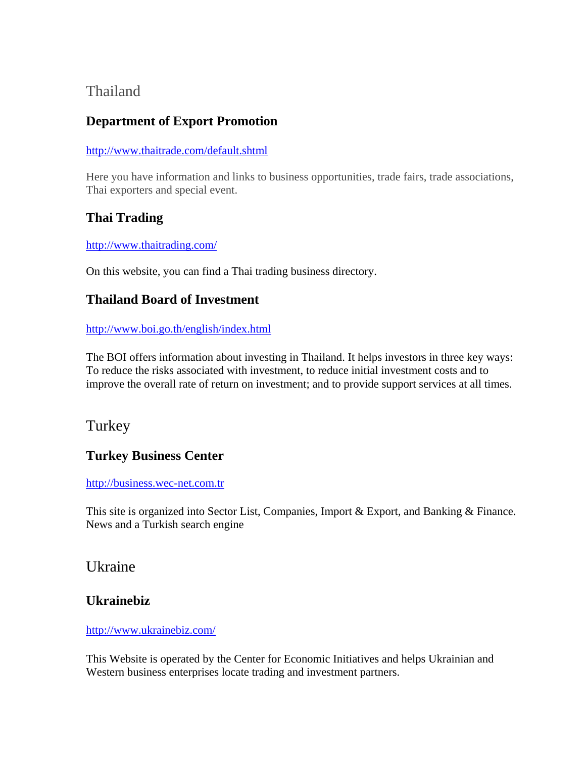## Thailand

### Department of Export Promotion

http://www.thaitrade.com/default.shtml

Here you have information and links to business opportunities, trade fairs, trade associations, Thai exporters and special event.

### Thai Trading

http://www.thaitrading.com/

On this website, you can find a Thai trading business directory.

### Thailand Board of Investment

http://www.boi.go.th/english/index.html

The BOI offers information about investing in Thailand. It helps investors in three key ways: To reduce the risks associated with investment, to reduce initial investment costs and to improve the overall rate of return on investment; and to provide support services at all times.

## Turkey

### Turkey Business Center

http://business.wec-net.com.tr

This site is organized into Sector List, Companies, Import & Export, and Banking & Finance. News and a Turkish search engine

## Ukraine

### Ukrainebiz

http://www.ukrainebiz.com/

This Website is operated by the Center for Economic Initiatives and helps Ukrainian and Western business enterprises locate trading and investment partners.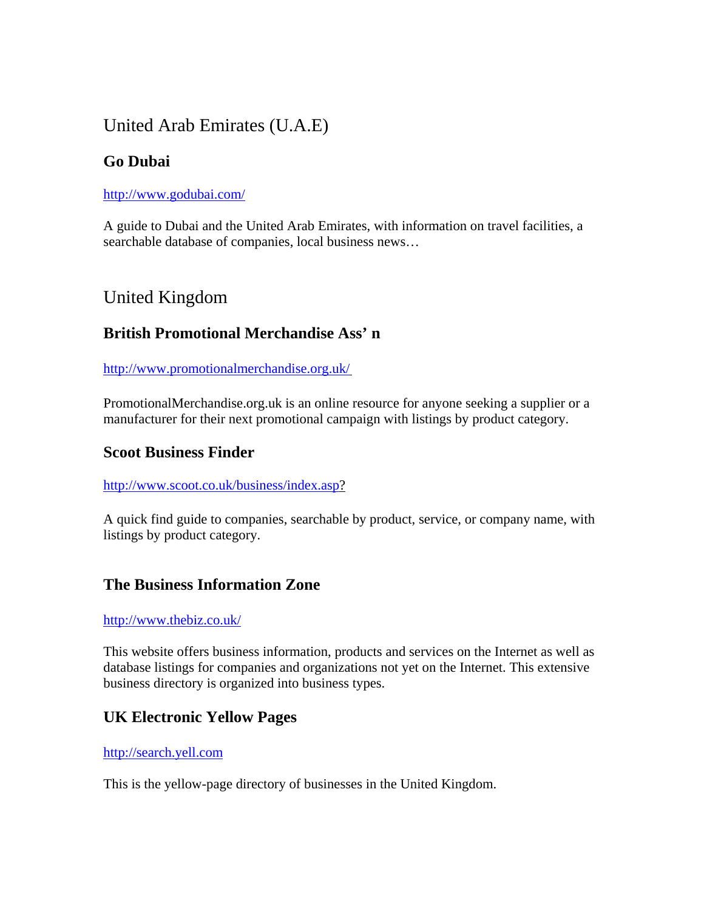## United Arab Emirates (U.A.E)

### Go Dubai

http://www.godubai.com/

A guide to Dubai and the United Arab Emirates, with information on travel facilities, a searchable database of companies, local business news…

## United Kingdom

### British Promotional Merchandise Ass' n

http://www.promotionalmerchandise.org.uk/

PromotionalMerchandise.org.uk is an online resource for anyone seeking a supplier or a manufacturer for their next promotional campaign with listings by product category.

### Scoot Business Finder

http://www.scoot.co.uk/business/index.asp?

A quick find guide to companies, searchable by product, service, or company name, with listings by product category.

### The Business Information Zone

http://www.thebiz.co.uk/

This website offers business information, products and services on the Internet as well as database listings for companies and organizations not yet on the Internet. This extensive business directory is organized into business types.

### UK Electronic Yellow Pages

http://search.yell.com

This is the yellow-page directory of businesses in the United Kingdom.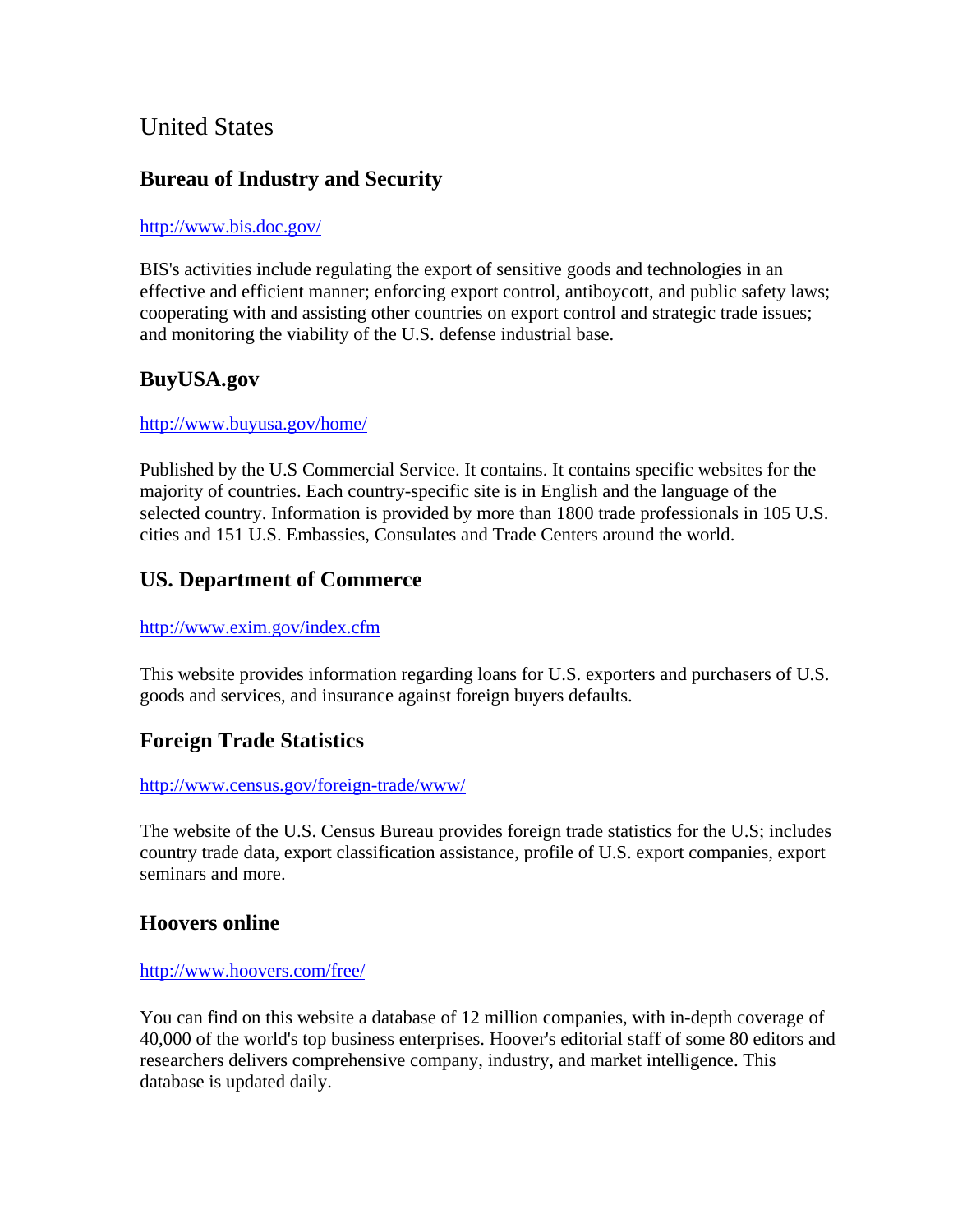# United States

## Bureau of Industry and Security

http://www.bis.doc.gov/

BIS's activities include regulating the export of sensitive goods and technologies in an effective and efficient manner; enforcing export control, antiboycott, and public safety laws; cooperating with and assisting other countries on export control and strategic trade issues; and monitoring the viability of the U.S. defense industrial base.

## BuyUSA.gov

http://www.buyusa.gov/home/

Published by the U.S Commercial Service. It contains. It contains specific websites for the majority of countries. Each country-specific site is in English and the language of the selected country. Information is provided by more than 1800 trade professionals in 105 U.S. cities and 151 U.S. Embassies, Consulates and Trade Centers around the world.

## US. Department of Commerce

http://www.exim.gov/index.cfm

This website provides information regarding loans for U.S. exporters and purchasers of U.S. goods and services, and insurance against foreign buyers defaults.

## Foreign Trade Statistics

http://www.census.gov/foreign-trade/www/

The website of the U.S. Census Bureau provides foreign trade statistics for the U.S; includes country trade data, export classification assistance, profile of U.S. export companies, export seminars and more.

## Hoovers online

http://www.hoovers.com/free/

You can find on this website a database of 12 million companies, with in-depth coverage of 40,000 of the world's top business enterprises. Hoover's editorial staff of some 80 editors and researchers delivers comprehensive company, industry, and market intelligence. This database is updated daily.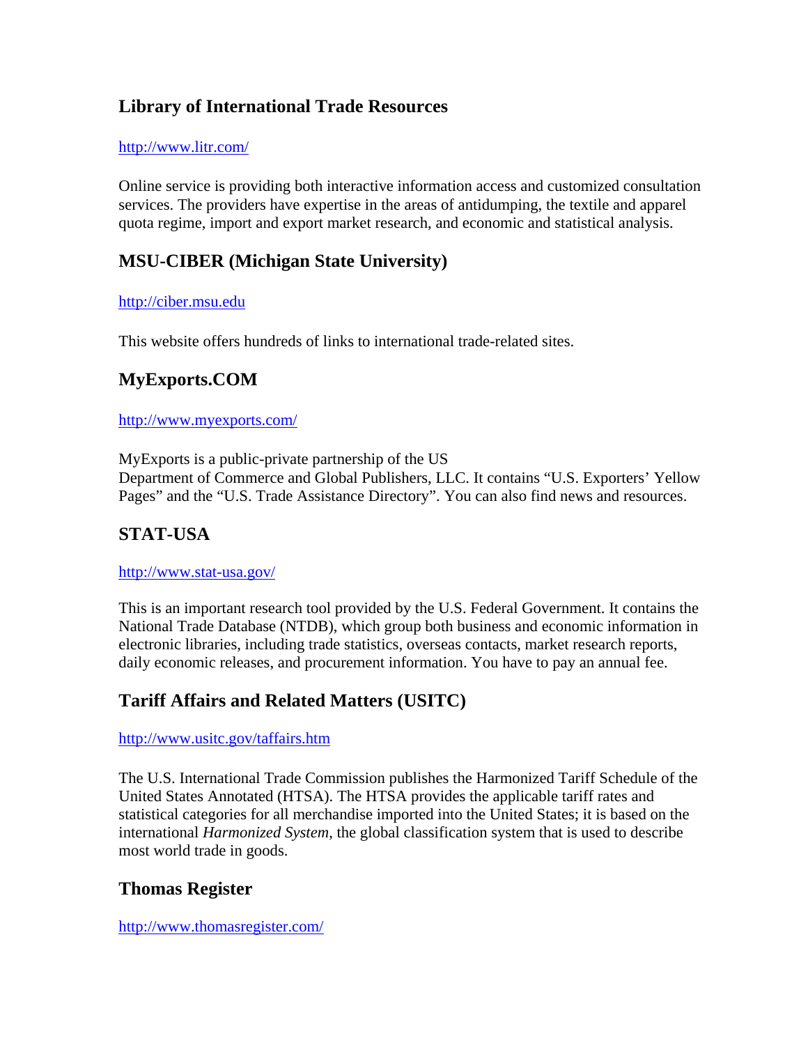## Library of International Trade Resources

http://www.litr.com/

Online service is providing both interactive information access and customized consultation services. The providers have expertise in the areas of antidumping, the textile and apparel quota regime, import and export market research, and economic and statistical analysis.

## MSU-CIBER (Michigan State University)

http://ciber.msu.edu

This website offers hundreds of links to international trade-related sites.

## MyExports.COM

http://www.myexports.com/

MyExports is a public-private partnership of the US Department of Commerce and Global Publishers, LLC. It contains "U.S. Exporters' Yellow Pages" and the "U.S. Trade Assistance Directory". You can also find news and resources.

## STAT-USA

http://www.stat-usa.gov/

This is an important research tool provided by the U.S. Federal Government. It contains the National Trade Database (NTDB), which group both business and economic information in electronic libraries, including trade statistics, overseas contacts, market research reports, daily economic releases, and procurement information. You have to pay an annual fee.

## Tariff Affairs and Related Matters (USITC)

http://www.usitc.gov/taffairs.htm

The U.S. International Trade Commission publishes the Harmonized Tariff Schedule of the United States Annotated (HTSA). The HTSA provides the applicable tariff rates and statistical categories for all merchandise imported into the United States; it is based on the international *Harmonized System*, the global classification system that is used to describe most world trade in goods.

## Thomas Register

http://www.thomasregister.com/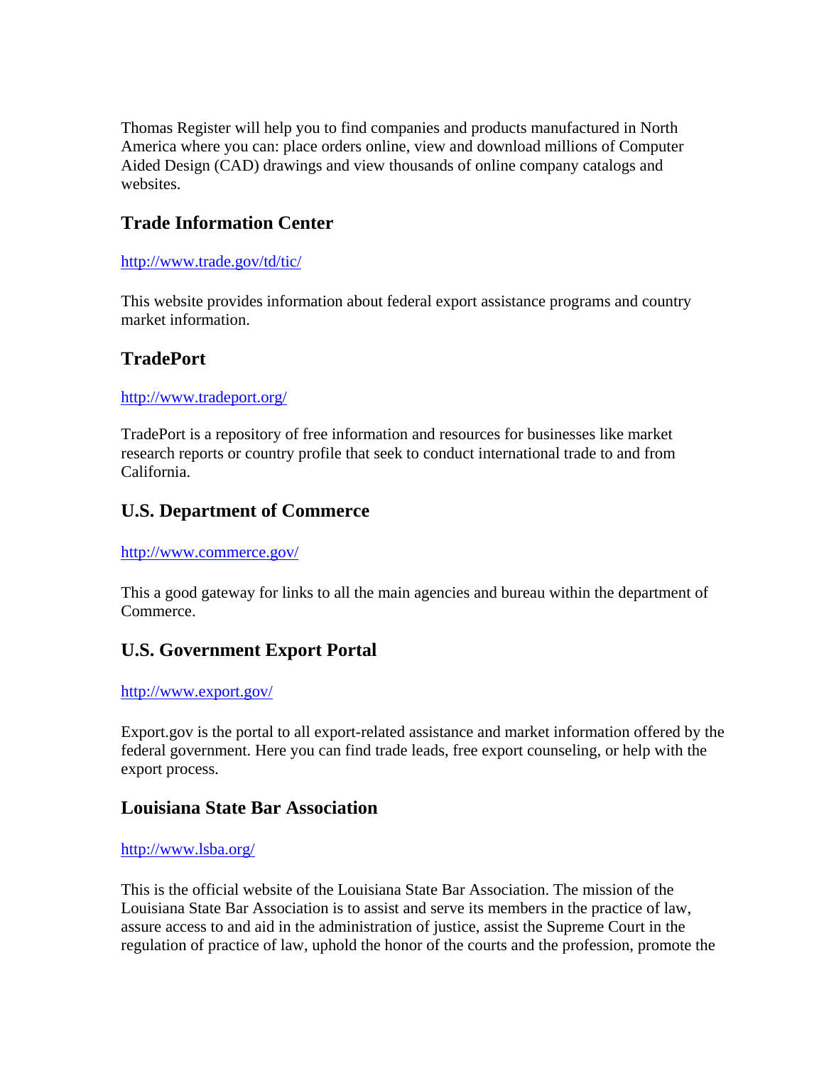Thomas Register will help you to find companies and products manufactured in North America where you can: place orders online, view and download millions of Computer Aided Design (CAD) drawings and view thousands of online company catalogs and websites.

### Trade Information Center

http://www.trade.gov/td/tic/

This website provides information about federal export assistance programs and country market information.

### TradePort

http://www.tradeport.org/

TradePort is a repository of free information and resources for businesses like market research reports or country profile that seek to conduct international trade to and from California.

### U.S. Department of Commerce

http://www.commerce.gov/

This a good gateway for links to all the main agencies and bureau within the department of Commerce.

### U.S. Government Export Portal

http://www.export.gov/

Export.gov is the portal to all export-related assistance and market information offered by the federal government. Here you can find trade leads, free export counseling, or help with the export process.

### Louisiana State Bar Association

http://www.lsba.org/

This is the official website of the Louisiana State Bar Association. The mission of the Louisiana State Bar Association is to assist and serve its members in the practice of law, assure access to and aid in the administration of justice, assist the Supreme Court in the regulation of practice of law, uphold the honor of the courts and the profession, promote the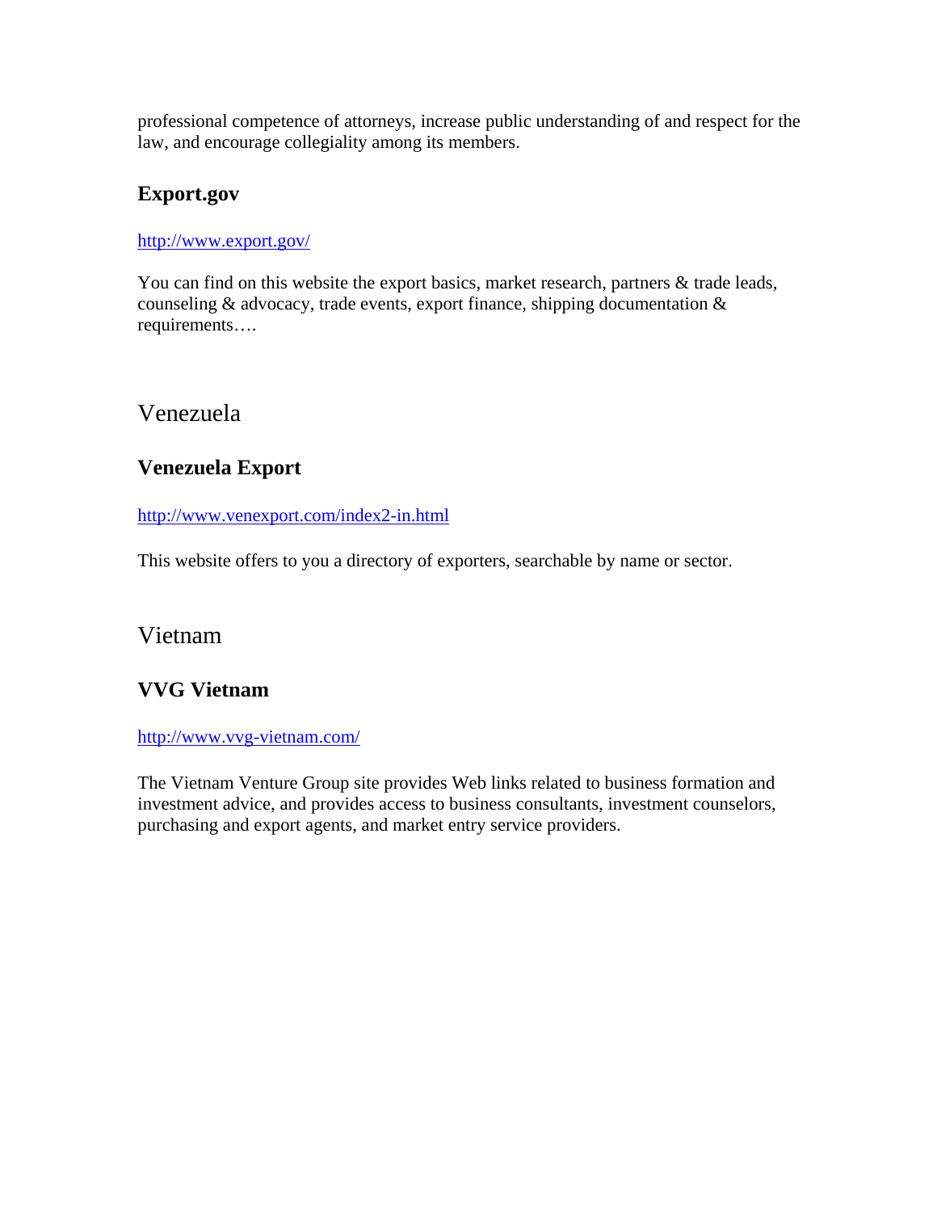professional competence of attorneys, increase public understanding of and respect for the law, and encourage collegiality among its members.

### Export.gov

http://www.export.gov/

You can find on this website the export basics, market research, partners & trade leads, counseling & advocacy, trade events, export finance, shipping documentation & requirements….

## Venezuela

### Venezuela Export

http://www.venexport.com/index2-in.html

This website offers to you a directory of exporters, searchable by name or sector.

## Vietnam

### VVG Vietnam

http://www.vvg-vietnam.com/

The Vietnam Venture Group site provides Web links related to business formation and investment advice, and provides access to business consultants, investment counselors, purchasing and export agents, and market entry service providers.